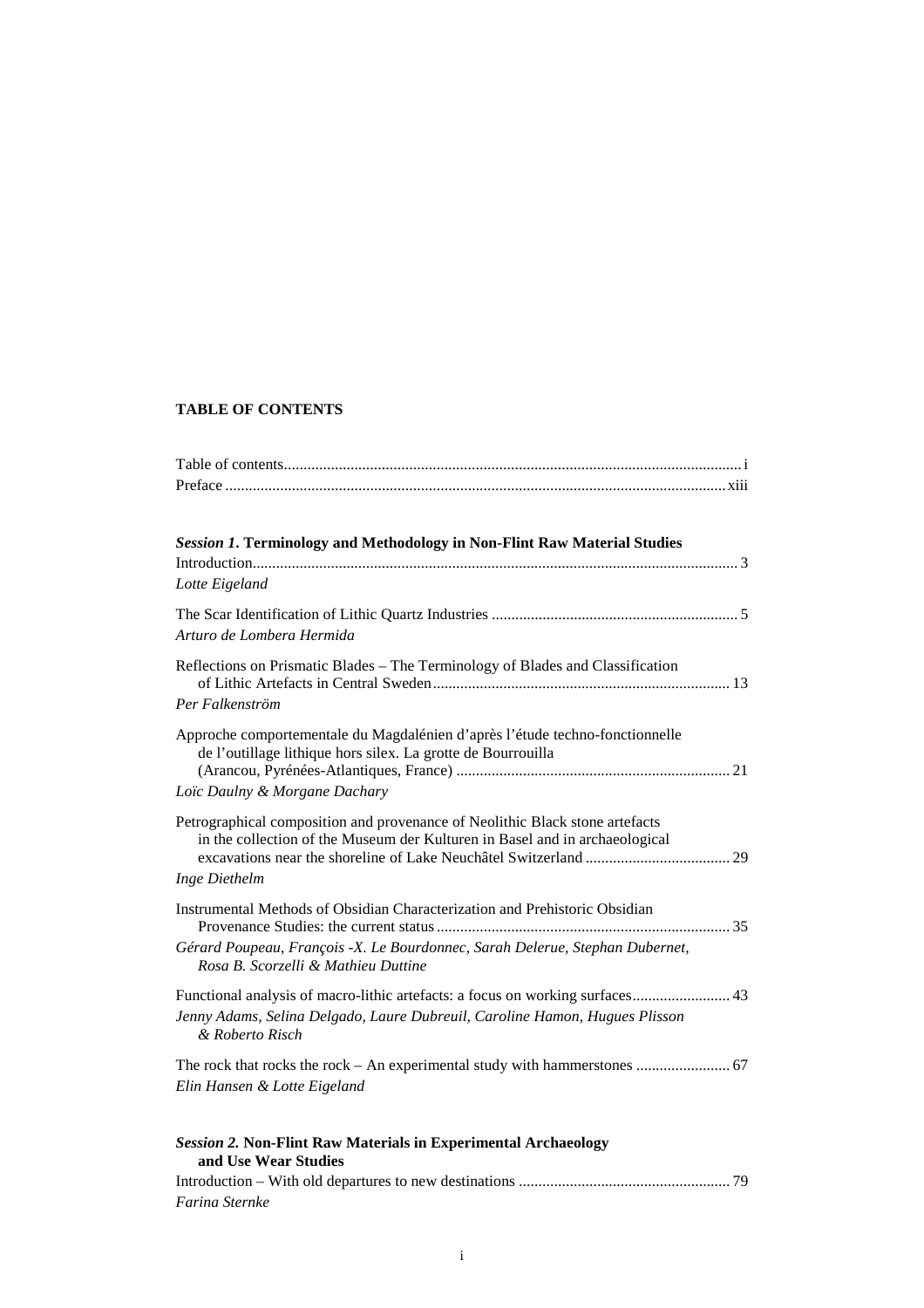# TABLE OF CONTENTS

Table of contents .......... i
Preface .......... xiii

## *Session 1.* Terminology and Methodology in Non-Flint Raw Material Studies

Introduction .......... 3
*Lotte Eigeland*

The Scar Identification of Lithic Quartz Industries .......... 5
*Arturo de Lombera Hermida*

Reflections on Prismatic Blades – The Terminology of Blades and Classification of Lithic Artefacts in Central Sweden .......... 13
*Per Falkenström*

Approche comportementale du Magdalénien d'après l'étude techno-fonctionnelle de l'outillage lithique hors silex. La grotte de Bourrouilla (Arancou, Pyrénées-Atlantiques, France) .......... 21
*Loïc Daulny & Morgane Dachary*

Petrographical composition and provenance of Neolithic Black stone artefacts in the collection of the Museum der Kulturen in Basel and in archaeological excavations near the shoreline of Lake Neuchâtel Switzerland .......... 29
*Inge Diethelm*

Instrumental Methods of Obsidian Characterization and Prehistoric Obsidian Provenance Studies: the current status .......... 35
*Gérard Poupeau, François -X. Le Bourdonnec, Sarah Delerue, Stephan Dubernet, Rosa B. Scorzelli & Mathieu Duttine*

Functional analysis of macro-lithic artefacts: a focus on working surfaces .......... 43
*Jenny Adams, Selina Delgado, Laure Dubreuil, Caroline Hamon, Hugues Plisson & Roberto Risch*

The rock that rocks the rock – An experimental study with hammerstones .......... 67
*Elin Hansen & Lotte Eigeland*

## *Session 2.* Non-Flint Raw Materials in Experimental Archaeology and Use Wear Studies

Introduction – With old departures to new destinations .......... 79
*Farina Sternke*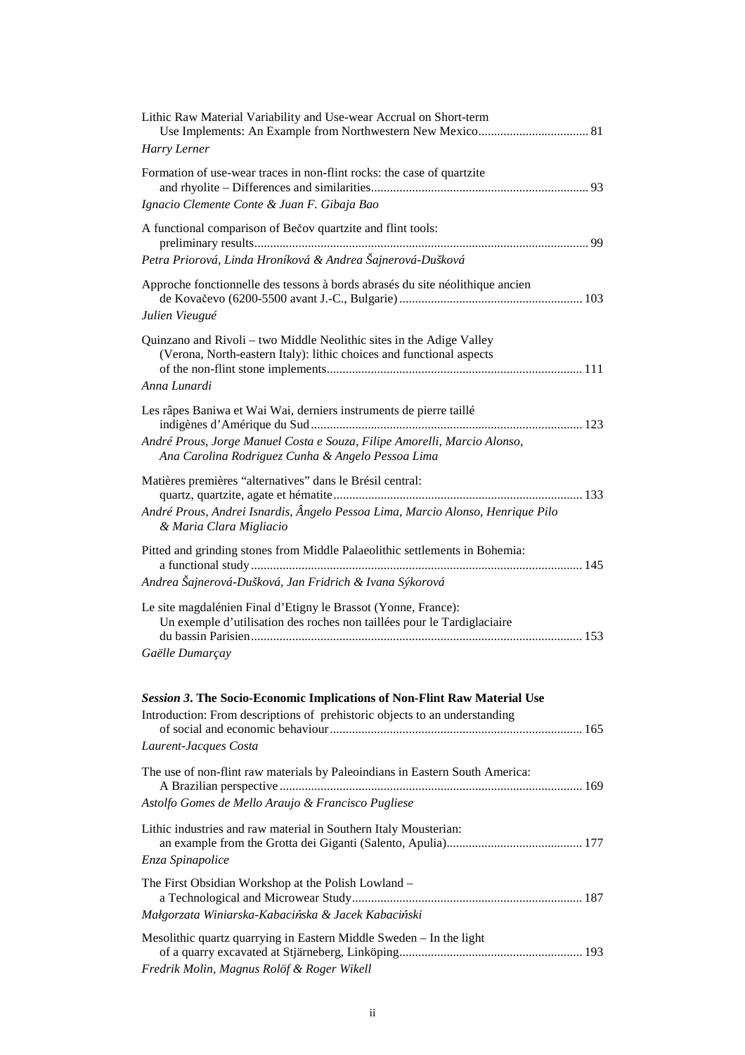Lithic Raw Material Variability and Use-wear Accrual on Short-term Use Implements: An Example from Northwestern New Mexico .................................. 81
*Harry Lerner*

Formation of use-wear traces in non-flint rocks: the case of quartzite and rhyolite – Differences and similarities .................................................................... 93
*Ignacio Clemente Conte & Juan F. Gibaja Bao*

A functional comparison of Bečov quartzite and flint tools: preliminary results .......................................................................................................... 99
*Petra Priorová, Linda Hroníková & Andrea Šajnerová-Dušková*

Approche fonctionnelle des tessons à bords abrasés du site néolithique ancien de Kovačevo (6200-5500 avant J.-C., Bulgarie) ......................................................... 103
*Julien Vieugué*

Quinzano and Rivoli – two Middle Neolithic sites in the Adige Valley (Verona, North-eastern Italy): lithic choices and functional aspects of the non-flint stone implements ................................................................................. 111
*Anna Lunardi*

Les râpes Baniwa et Wai Wai, derniers instruments de pierre taillé indigènes d'Amérique du Sud ..................................................................................... 123
*André Prous, Jorge Manuel Costa e Souza, Filipe Amorelli, Marcio Alonso, Ana Carolina Rodriguez Cunha & Angelo Pessoa Lima*

Matières premières "alternatives" dans le Brésil central: quartz, quartzite, agate et hématite .............................................................................. 133
*André Prous, Andrei Isnardis, Ângelo Pessoa Lima, Marcio Alonso, Henrique Pilo & Maria Clara Migliacio*

Pitted and grinding stones from Middle Palaeolithic settlements in Bohemia: a functional study ......................................................................................................... 145
*Andrea Šajnerová-Dušková, Jan Fridrich & Ivana Sýkorová*

Le site magdalénien Final d'Etigny le Brassot (Yonne, France): Un exemple d'utilisation des roches non taillées pour le Tardiglaciaire du bassin Parisien ......................................................................................................... 153
*Gaëlle Dumarçay*

## *Session 3.* The Socio-Economic Implications of Non-Flint Raw Material Use

Introduction: From descriptions of prehistoric objects to an understanding of social and economic behaviour ............................................................................... 165
*Laurent-Jacques Costa*

The use of non-flint raw materials by Paleoindians in Eastern South America: A Brazilian perspective ............................................................................................... 169
*Astolfo Gomes de Mello Araujo & Francisco Pugliese*

Lithic industries and raw material in Southern Italy Mousterian: an example from the Grotta dei Giganti (Salento, Apulia) ........................................... 177
*Enza Spinapolice*

The First Obsidian Workshop at the Polish Lowland – a Technological and Microwear Study ......................................................................... 187
*Małgorzata Winiarska-Kabacińska & Jacek Kabaciński*

Mesolithic quartz quarrying in Eastern Middle Sweden – In the light of a quarry excavated at Stjärneberg, Linköping .......................................................... 193
*Fredrik Molin, Magnus Rolöf & Roger Wikell*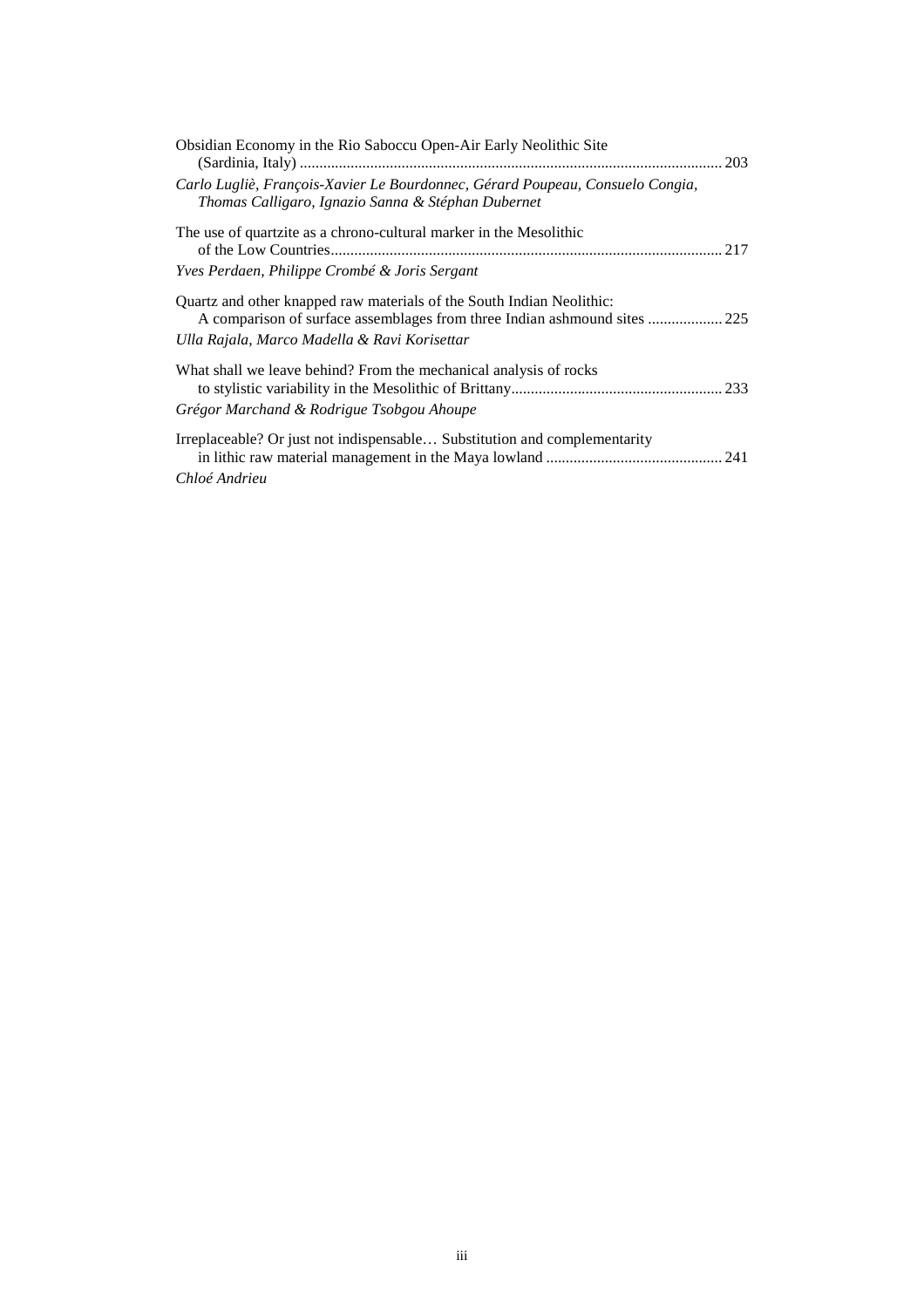Obsidian Economy in the Rio Saboccu Open-Air Early Neolithic Site (Sardinia, Italy) ........................................................................................................ 203

*Carlo Lugliè, François-Xavier Le Bourdonnec, Gérard Poupeau, Consuelo Congia, Thomas Calligaro, Ignazio Sanna & Stéphan Dubernet*

The use of quartzite as a chrono-cultural marker in the Mesolithic of the Low Countries.................................................................................................. 217

*Yves Perdaen, Philippe Crombé & Joris Sergant*

Quartz and other knapped raw materials of the South Indian Neolithic: A comparison of surface assemblages from three Indian ashmound sites .................. 225

*Ulla Rajala, Marco Madella & Ravi Korisettar*

What shall we leave behind? From the mechanical analysis of rocks to stylistic variability in the Mesolithic of Brittany.................................................... 233

*Grégor Marchand & Rodrigue Tsobgou Ahoupe*

Irreplaceable? Or just not indispensable… Substitution and complementarity in lithic raw material management in the Maya lowland ............................................ 241

*Chloé Andrieu*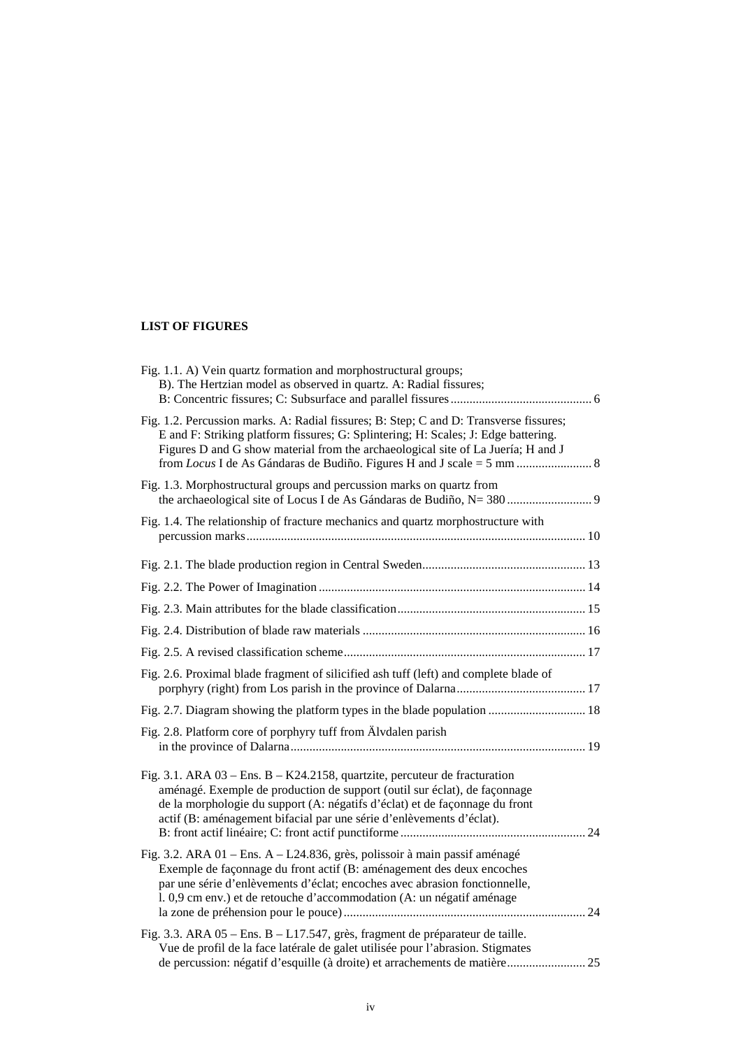**LIST OF FIGURES**

Fig. 1.1. A) Vein quartz formation and morphostructural groups; B). The Hertzian model as observed in quartz. A: Radial fissures; B: Concentric fissures; C: Subsurface and parallel fissures ............................................ 6

Fig. 1.2. Percussion marks. A: Radial fissures; B: Step; C and D: Transverse fissures; E and F: Striking platform fissures; G: Splintering; H: Scales; J: Edge battering. Figures D and G show material from the archaeological site of La Juería; H and J from *Locus* I de As Gándaras de Budiño. Figures H and J scale = 5 mm ........................ 8

Fig. 1.3. Morphostructural groups and percussion marks on quartz from the archaeological site of Locus I de As Gándaras de Budiño, N= 380 ........................... 9

Fig. 1.4. The relationship of fracture mechanics and quartz morphostructure with percussion marks ........................................................................................................... 10

Fig. 2.1. The blade production region in Central Sweden.................................................... 13

Fig. 2.2. The Power of Imagination ..................................................................................... 14

Fig. 2.3. Main attributes for the blade classification............................................................ 15

Fig. 2.4. Distribution of blade raw materials ....................................................................... 16

Fig. 2.5. A revised classification scheme............................................................................. 17

Fig. 2.6. Proximal blade fragment of silicified ash tuff (left) and complete blade of porphyry (right) from Los parish in the province of Dalarna......................................... 17

Fig. 2.7. Diagram showing the platform types in the blade population ............................... 18

Fig. 2.8. Platform core of porphyry tuff from Älvdalen parish in the province of Dalarna............................................................................................. 19

Fig. 3.1. ARA 03 – Ens. B – K24.2158, quartzite, percuteur de fracturation aménagé. Exemple de production de support (outil sur éclat), de façonnage de la morphologie du support (A: négatifs d'éclat) et de façonnage du front actif (B: aménagement bifacial par une série d'enlèvements d'éclat). B: front actif linéaire; C: front actif punctiforme ........................................................... 24

Fig. 3.2. ARA 01 – Ens. A – L24.836, grès, polissoir à main passif aménagé Exemple de façonnage du front actif (B: aménagement des deux encoches par une série d'enlèvements d'éclat; encoches avec abrasion fonctionnelle, l. 0,9 cm env.) et de retouche d'accommodation (A: un négatif aménage la zone de préhension pour le pouce)............................................................................. 24

Fig. 3.3. ARA 05 – Ens. B – L17.547, grès, fragment de préparateur de taille. Vue de profil de la face latérale de galet utilisée pour l'abrasion. Stigmates de percussion: négatif d'esquille (à droite) et arrachements de matière......................... 25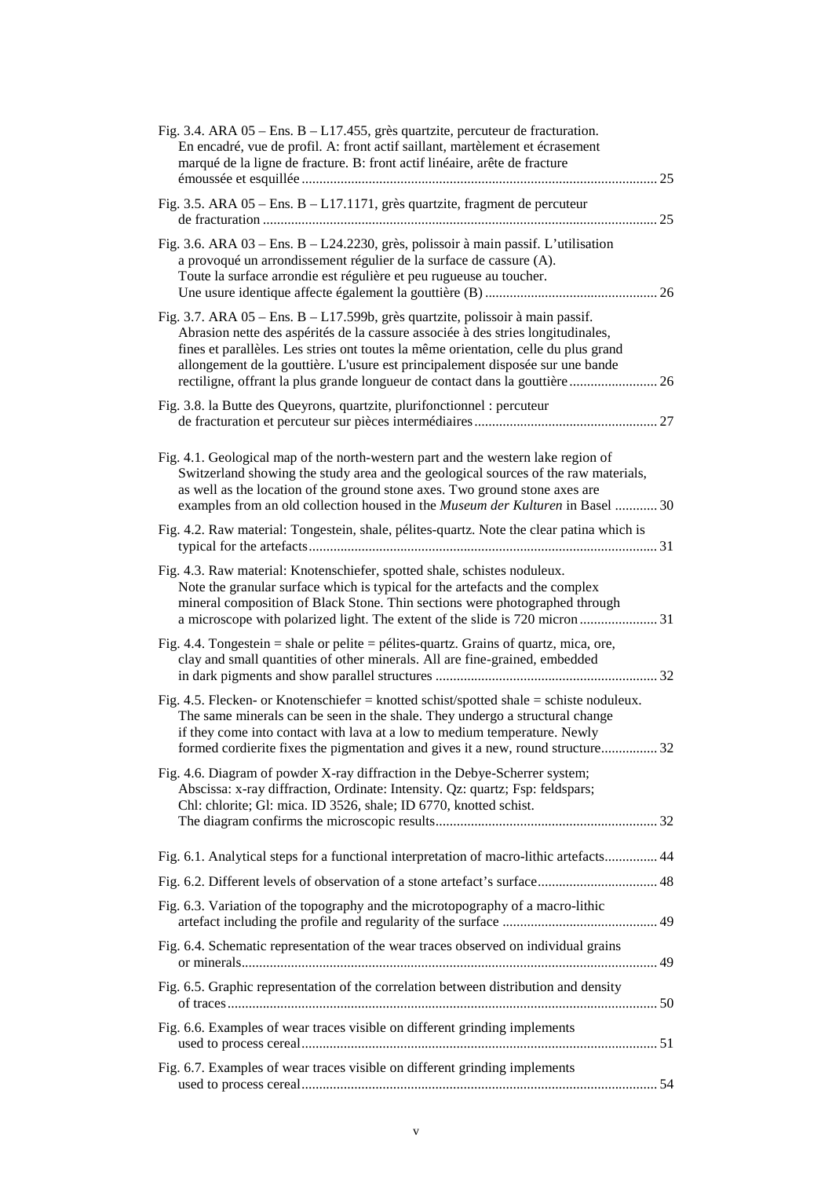Fig. 3.4. ARA 05 – Ens. B – L17.455, grès quartzite, percuteur de fracturation. En encadré, vue de profil. A: front actif saillant, martèlement et écrasement marqué de la ligne de fracture. B: front actif linéaire, arête de fracture émoussée et esquillée .................... 25

Fig. 3.5. ARA 05 – Ens. B – L17.1171, grès quartzite, fragment de percuteur de fracturation .................... 25

Fig. 3.6. ARA 03 – Ens. B – L24.2230, grès, polissoir à main passif. L'utilisation a provoqué un arrondissement régulier de la surface de cassure (A). Toute la surface arrondie est régulière et peu rugueuse au toucher. Une usure identique affecte également la gouttière (B) .................... 26

Fig. 3.7. ARA 05 – Ens. B – L17.599b, grès quartzite, polissoir à main passif. Abrasion nette des aspérités de la cassure associée à des stries longitudinales, fines et parallèles. Les stries ont toutes la même orientation, celle du plus grand allongement de la gouttière. L'usure est principalement disposée sur une bande rectiligne, offrant la plus grande longueur de contact dans la gouttière .................... 26

Fig. 3.8. la Butte des Queyrons, quartzite, plurifonctionnel : percuteur de fracturation et percuteur sur pièces intermédiaires .................... 27

Fig. 4.1. Geological map of the north-western part and the western lake region of Switzerland showing the study area and the geological sources of the raw materials, as well as the location of the ground stone axes. Two ground stone axes are examples from an old collection housed in the *Museum der Kulturen* in Basel .................... 30

Fig. 4.2. Raw material: Tongestein, shale, pélites-quartz. Note the clear patina which is typical for the artefacts .................... 31

Fig. 4.3. Raw material: Knotenschiefer, spotted shale, schistes noduleux. Note the granular surface which is typical for the artefacts and the complex mineral composition of Black Stone. Thin sections were photographed through a microscope with polarized light. The extent of the slide is 720 micron .................... 31

Fig. 4.4. Tongestein = shale or pelite = pélites-quartz. Grains of quartz, mica, ore, clay and small quantities of other minerals. All are fine-grained, embedded in dark pigments and show parallel structures .................... 32

Fig. 4.5. Flecken- or Knotenschiefer = knotted schist/spotted shale = schiste noduleux. The same minerals can be seen in the shale. They undergo a structural change if they come into contact with lava at a low to medium temperature. Newly formed cordierite fixes the pigmentation and gives it a new, round structure .................... 32

Fig. 4.6. Diagram of powder X-ray diffraction in the Debye-Scherrer system; Abscissa: x-ray diffraction, Ordinate: Intensity. Qz: quartz; Fsp: feldspars; Chl: chlorite; Gl: mica. ID 3526, shale; ID 6770, knotted schist. The diagram confirms the microscopic results .................... 32

Fig. 6.1. Analytical steps for a functional interpretation of macro-lithic artefacts .................... 44

Fig. 6.2. Different levels of observation of a stone artefact's surface .................... 48

Fig. 6.3. Variation of the topography and the microtopography of a macro-lithic artefact including the profile and regularity of the surface .................... 49

Fig. 6.4. Schematic representation of the wear traces observed on individual grains or minerals .................... 49

Fig. 6.5. Graphic representation of the correlation between distribution and density of traces .................... 50

Fig. 6.6. Examples of wear traces visible on different grinding implements used to process cereal .................... 51

Fig. 6.7. Examples of wear traces visible on different grinding implements used to process cereal .................... 54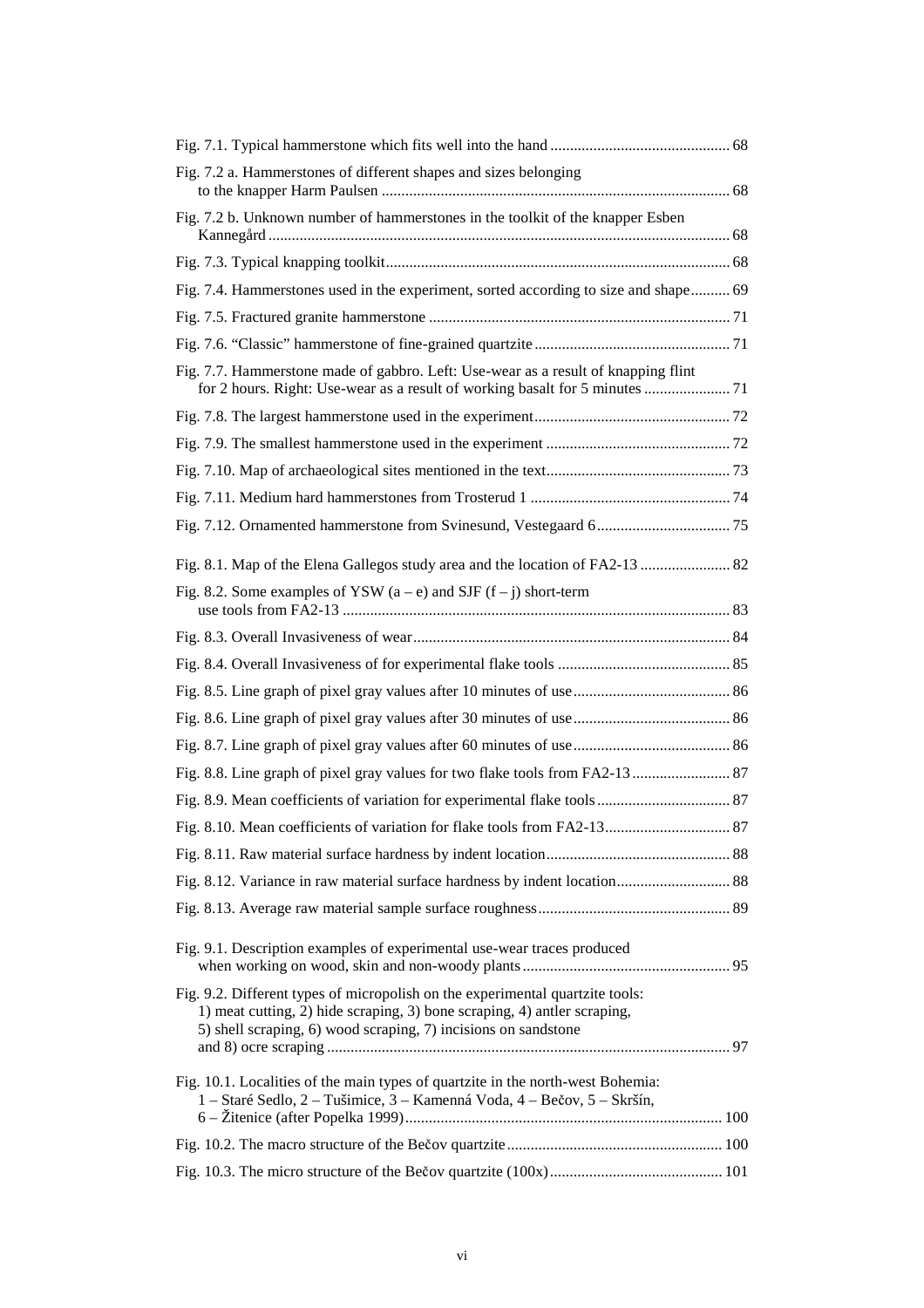Fig. 7.1. Typical hammerstone which fits well into the hand ............................................. 68

Fig. 7.2 a. Hammerstones of different shapes and sizes belonging to the knapper Harm Paulsen ........................................................................................ 68

Fig. 7.2 b. Unknown number of hammerstones in the toolkit of the knapper Esben Kannegård ..................................................................................................................... 68

Fig. 7.3. Typical knapping toolkit....................................................................................... 68

Fig. 7.4. Hammerstones used in the experiment, sorted according to size and shape.......... 69

Fig. 7.5. Fractured granite hammerstone ............................................................................ 71

Fig. 7.6. "Classic" hammerstone of fine-grained quartzite ................................................. 71

Fig. 7.7. Hammerstone made of gabbro. Left: Use-wear as a result of knapping flint for 2 hours. Right: Use-wear as a result of working basalt for 5 minutes ...................... 71

Fig. 7.8. The largest hammerstone used in the experiment................................................. 72

Fig. 7.9. The smallest hammerstone used in the experiment .............................................. 72

Fig. 7.10. Map of archaeological sites mentioned in the text.............................................. 73

Fig. 7.11. Medium hard hammerstones from Trosterud 1 .................................................. 74

Fig. 7.12. Ornamented hammerstone from Svinesund, Vestegaard 6.................................. 75

Fig. 8.1. Map of the Elena Gallegos study area and the location of FA2-13 ....................... 82

Fig. 8.2. Some examples of YSW (a – e) and SJF (f – j) short-term use tools from FA2-13 ................................................................................................. 83

Fig. 8.3. Overall Invasiveness of wear................................................................................ 84

Fig. 8.4. Overall Invasiveness of for experimental flake tools ........................................... 85

Fig. 8.5. Line graph of pixel gray values after 10 minutes of use........................................ 86

Fig. 8.6. Line graph of pixel gray values after 30 minutes of use........................................ 86

Fig. 8.7. Line graph of pixel gray values after 60 minutes of use........................................ 86

Fig. 8.8. Line graph of pixel gray values for two flake tools from FA2-13......................... 87

Fig. 8.9. Mean coefficients of variation for experimental flake tools.................................. 87

Fig. 8.10. Mean coefficients of variation for flake tools from FA2-13................................ 87

Fig. 8.11. Raw material surface hardness by indent location.............................................. 88

Fig. 8.12. Variance in raw material surface hardness by indent location............................ 88

Fig. 8.13. Average raw material sample surface roughness................................................ 89

Fig. 9.1. Description examples of experimental use-wear traces produced when working on wood, skin and non-woody plants.................................................... 95

Fig. 9.2. Different types of micropolish on the experimental quartzite tools: 1) meat cutting, 2) hide scraping, 3) bone scraping, 4) antler scraping, 5) shell scraping, 6) wood scraping, 7) incisions on sandstone and 8) ocre scraping ...................................................................................................... 97

Fig. 10.1. Localities of the main types of quartzite in the north-west Bohemia: 1 – Staré Sedlo, 2 – Tušimice, 3 – Kamenná Voda, 4 – Bečov, 5 – Skršín, 6 – Žitenice (after Popelka 1999)................................................................................ 100

Fig. 10.2. The macro structure of the Bečov quartzite...................................................... 100

Fig. 10.3. The micro structure of the Bečov quartzite (100x)........................................... 101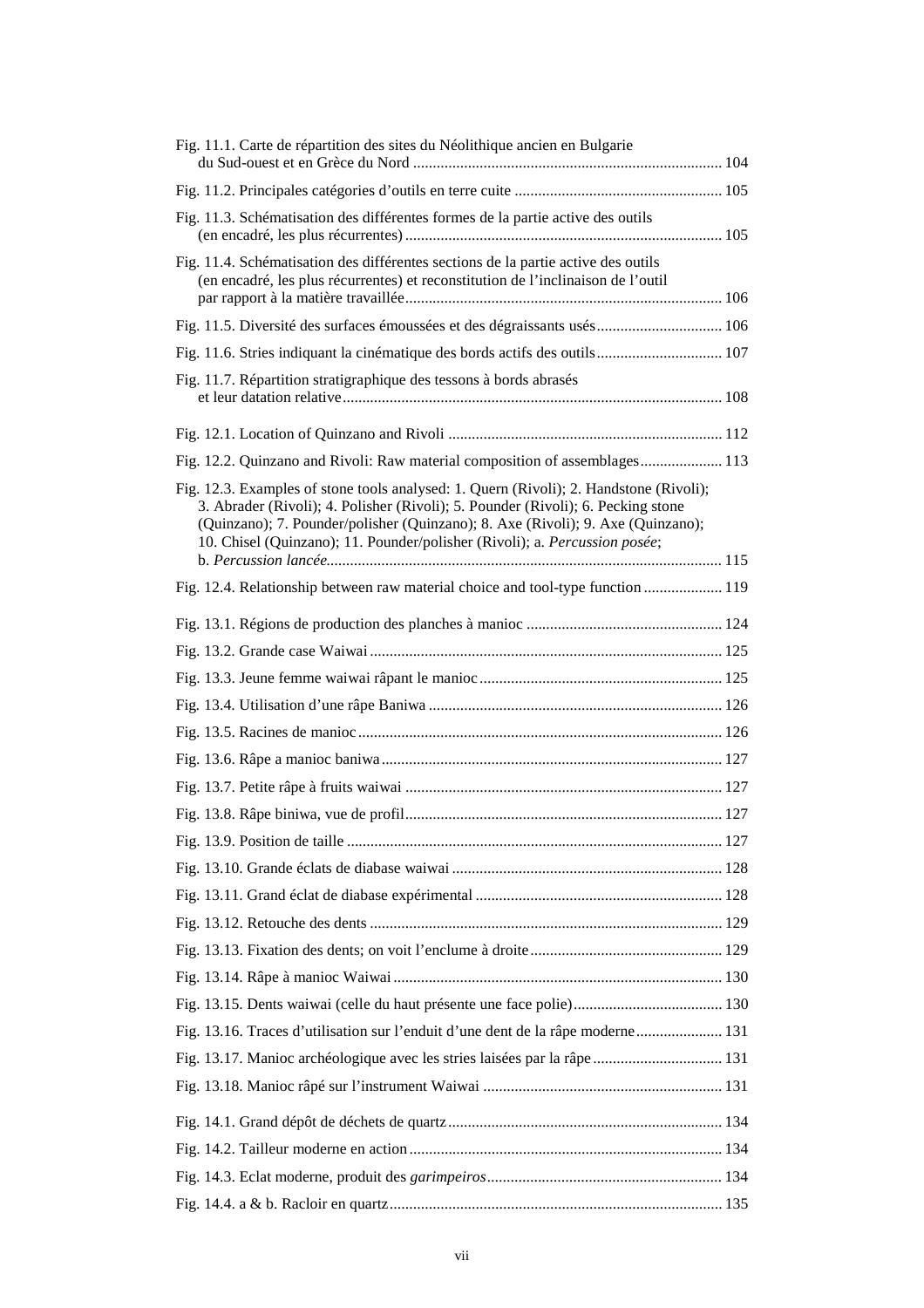Fig. 11.1. Carte de répartition des sites du Néolithique ancien en Bulgarie du Sud-ouest et en Grèce du Nord .............................................................................. 104

Fig. 11.2. Principales catégories d'outils en terre cuite .................................................... 105

Fig. 11.3. Schématisation des différentes formes de la partie active des outils (en encadré, les plus récurrentes) ................................................................................ 105

Fig. 11.4. Schématisation des différentes sections de la partie active des outils (en encadré, les plus récurrentes) et reconstitution de l'inclinaison de l'outil par rapport à la matière travaillée................................................................................ 106

Fig. 11.5. Diversité des surfaces émoussées et des dégraissants usés................................ 106

Fig. 11.6. Stries indiquant la cinématique des bords actifs des outils................................ 107

Fig. 11.7. Répartition stratigraphique des tessons à bords abrasés et leur datation relative................................................................................................ 108

Fig. 12.1. Location of Quinzano and Rivoli ..................................................................... 112

Fig. 12.2. Quinzano and Rivoli: Raw material composition of assemblages..................... 113

Fig. 12.3. Examples of stone tools analysed: 1. Quern (Rivoli); 2. Handstone (Rivoli); 3. Abrader (Rivoli); 4. Polisher (Rivoli); 5. Pounder (Rivoli); 6. Pecking stone (Quinzano); 7. Pounder/polisher (Quinzano); 8. Axe (Rivoli); 9. Axe (Quinzano); 10. Chisel (Quinzano); 11. Pounder/polisher (Rivoli); a. *Percussion posée*; b. *Percussion lancée*.................................................................................................... 115

Fig. 12.4. Relationship between raw material choice and tool-type function .................... 119

Fig. 13.1. Régions de production des planches à manioc ................................................. 124

Fig. 13.2. Grande case Waiwai ......................................................................................... 125

Fig. 13.3. Jeune femme waiwai râpant le manioc............................................................. 125

Fig. 13.4. Utilisation d'une râpe Baniwa .......................................................................... 126

Fig. 13.5. Racines de manioc............................................................................................ 126

Fig. 13.6. Râpe a manioc baniwa...................................................................................... 127

Fig. 13.7. Petite râpe à fruits waiwai ................................................................................ 127

Fig. 13.8. Râpe biniwa, vue de profil................................................................................ 127

Fig. 13.9. Position de taille ............................................................................................... 127

Fig. 13.10. Grande éclats de diabase waiwai .................................................................... 128

Fig. 13.11. Grand éclat de diabase expérimental .............................................................. 128

Fig. 13.12. Retouche des dents ......................................................................................... 129

Fig. 13.13. Fixation des dents; on voit l'enclume à droite................................................ 129

Fig. 13.14. Râpe à manioc Waiwai ................................................................................... 130

Fig. 13.15. Dents waiwai (celle du haut présente une face polie)...................................... 130

Fig. 13.16. Traces d'utilisation sur l'enduit d'une dent de la râpe moderne...................... 131

Fig. 13.17. Manioc archéologique avec les stries laisées par la râpe ................................ 131

Fig. 13.18. Manioc râpé sur l'instrument Waiwai ............................................................ 131

Fig. 14.1. Grand dépôt de déchets de quartz..................................................................... 134

Fig. 14.2. Tailleur moderne en action............................................................................... 134

Fig. 14.3. Eclat moderne, produit des *garimpeiros*........................................................... 134

Fig. 14.4. a & b. Racloir en quartz.................................................................................... 135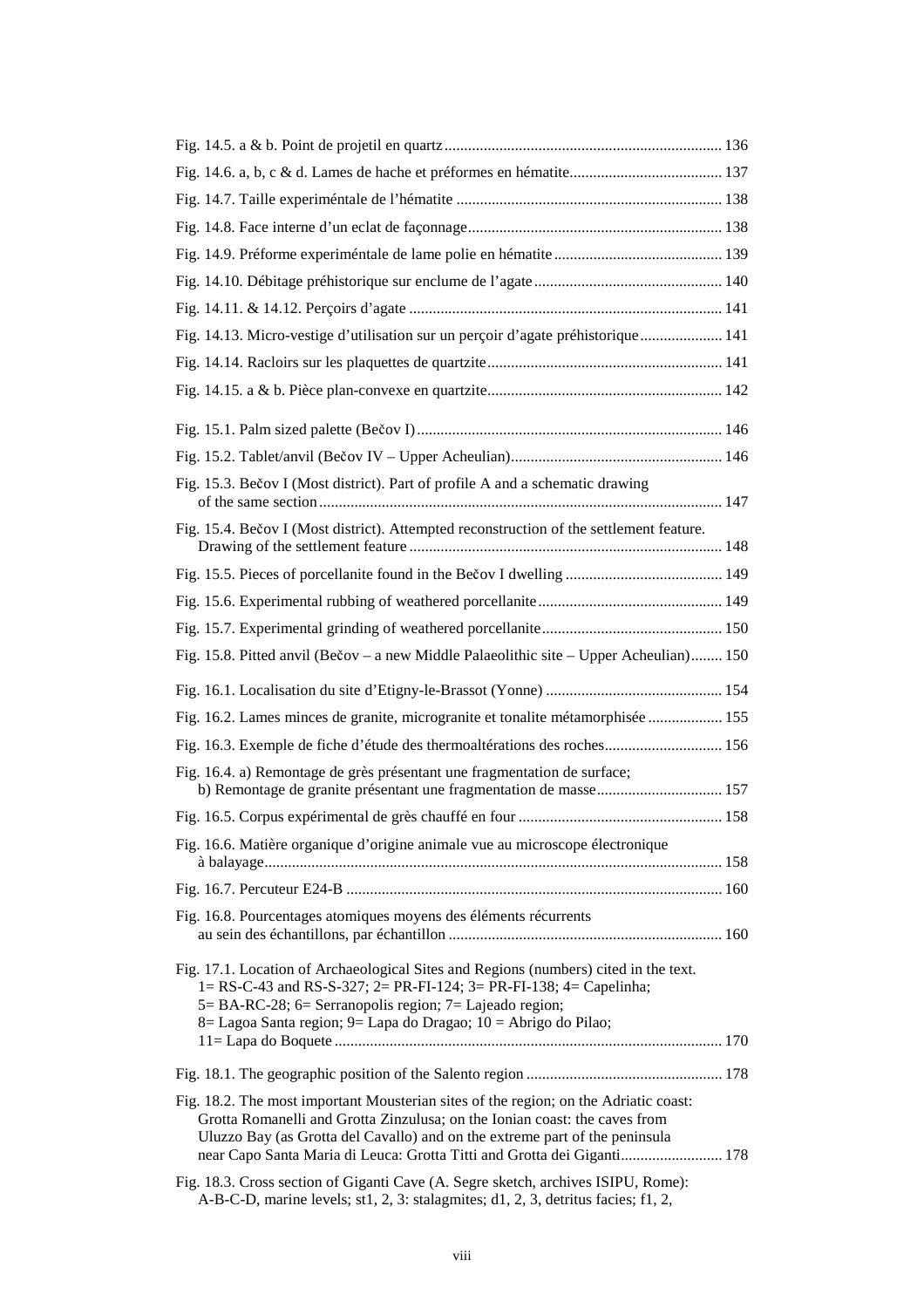Fig. 14.5. a & b. Point de projetil en quartz ........ 136

Fig. 14.6. a, b, c & d. Lames de hache et préformes en hématite ........ 137

Fig. 14.7. Taille experiméntale de l'hématite ........ 138

Fig. 14.8. Face interne d'un eclat de façonnage ........ 138

Fig. 14.9. Préforme experiméntale de lame polie en hématite ........ 139

Fig. 14.10. Débitage préhistorique sur enclume de l'agate ........ 140

Fig. 14.11. & 14.12. Perçoirs d'agate ........ 141

Fig. 14.13. Micro-vestige d'utilisation sur un perçoir d'agate préhistorique ........ 141

Fig. 14.14. Racloirs sur les plaquettes de quartzite ........ 141

Fig. 14.15. a & b. Pièce plan-convexe en quartzite ........ 142

Fig. 15.1. Palm sized palette (Bečov I) ........ 146

Fig. 15.2. Tablet/anvil (Bečov IV – Upper Acheulian) ........ 146

Fig. 15.3. Bečov I (Most district). Part of profile A and a schematic drawing of the same section ........ 147

Fig. 15.4. Bečov I (Most district). Attempted reconstruction of the settlement feature. Drawing of the settlement feature ........ 148

Fig. 15.5. Pieces of porcellanite found in the Bečov I dwelling ........ 149

Fig. 15.6. Experimental rubbing of weathered porcellanite ........ 149

Fig. 15.7. Experimental grinding of weathered porcellanite ........ 150

Fig. 15.8. Pitted anvil (Bečov – a new Middle Palaeolithic site – Upper Acheulian) ........ 150

Fig. 16.1. Localisation du site d'Etigny-le-Brassot (Yonne) ........ 154

Fig. 16.2. Lames minces de granite, microgranite et tonalite métamorphisée ........ 155

Fig. 16.3. Exemple de fiche d'étude des thermoaltérations des roches ........ 156

Fig. 16.4. a) Remontage de grès présentant une fragmentation de surface; b) Remontage de granite présentant une fragmentation de masse ........ 157

Fig. 16.5. Corpus expérimental de grès chauffé en four ........ 158

Fig. 16.6. Matière organique d'origine animale vue au microscope électronique à balayage ........ 158

Fig. 16.7. Percuteur E24-B ........ 160

Fig. 16.8. Pourcentages atomiques moyens des éléments récurrents au sein des échantillons, par échantillon ........ 160

Fig. 17.1. Location of Archaeological Sites and Regions (numbers) cited in the text. 1= RS-C-43 and RS-S-327; 2= PR-FI-124; 3= PR-FI-138; 4= Capelinha; 5= BA-RC-28; 6= Serranopolis region; 7= Lajeado region; 8= Lagoa Santa region; 9= Lapa do Dragao; 10 = Abrigo do Pilao; 11= Lapa do Boquete ........ 170

Fig. 18.1. The geographic position of the Salento region ........ 178

Fig. 18.2. The most important Mousterian sites of the region; on the Adriatic coast: Grotta Romanelli and Grotta Zinzulusa; on the Ionian coast: the caves from Uluzzo Bay (as Grotta del Cavallo) and on the extreme part of the peninsula near Capo Santa Maria di Leuca: Grotta Titti and Grotta dei Giganti ........ 178

Fig. 18.3. Cross section of Giganti Cave (A. Segre sketch, archives ISIPU, Rome): A-B-C-D, marine levels; st1, 2, 3: stalagmites; d1, 2, 3, detritus facies; f1, 2,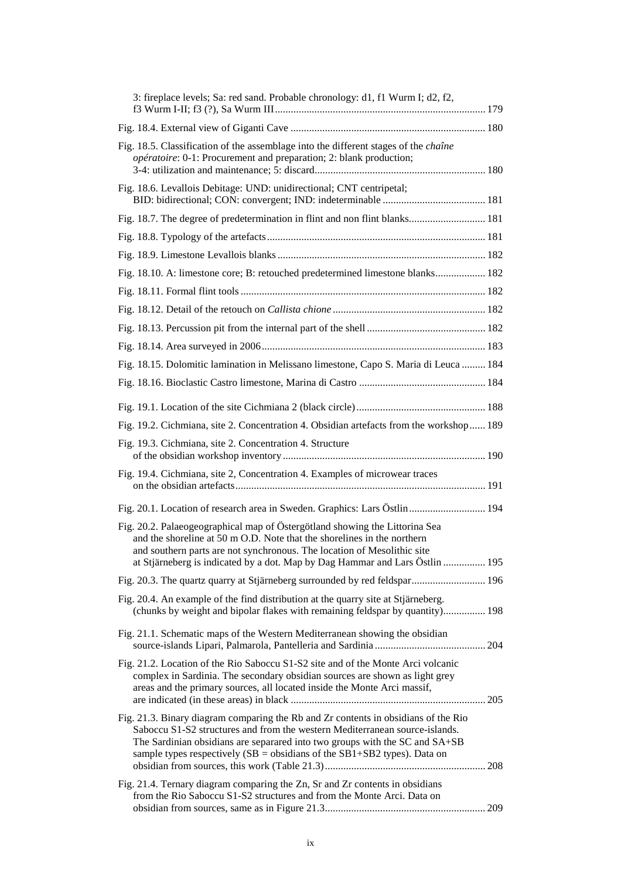3: fireplace levels; Sa: red sand. Probable chronology: d1, f1 Wurm I; d2, f2, f3 Wurm I-II; f3 (?), Sa Wurm III ... 179

Fig. 18.4. External view of Giganti Cave ... 180

Fig. 18.5. Classification of the assemblage into the different stages of the *chaîne opératoire*: 0-1: Procurement and preparation; 2: blank production; 3-4: utilization and maintenance; 5: discard ... 180

Fig. 18.6. Levallois Debitage: UND: unidirectional; CNT centripetal; BID: bidirectional; CON: convergent; IND: indeterminable ... 181

Fig. 18.7. The degree of predetermination in flint and non flint blanks ... 181

Fig. 18.8. Typology of the artefacts ... 181

Fig. 18.9. Limestone Levallois blanks ... 182

Fig. 18.10. A: limestone core; B: retouched predetermined limestone blanks ... 182

Fig. 18.11. Formal flint tools ... 182

Fig. 18.12. Detail of the retouch on *Callista chione* ... 182

Fig. 18.13. Percussion pit from the internal part of the shell ... 182

Fig. 18.14. Area surveyed in 2006 ... 183

Fig. 18.15. Dolomitic lamination in Melissano limestone, Capo S. Maria di Leuca ... 184

Fig. 18.16. Bioclastic Castro limestone, Marina di Castro ... 184

Fig. 19.1. Location of the site Cichmiana 2 (black circle) ... 188

Fig. 19.2. Cichmiana, site 2. Concentration 4. Obsidian artefacts from the workshop ... 189

Fig. 19.3. Cichmiana, site 2. Concentration 4. Structure of the obsidian workshop inventory ... 190

Fig. 19.4. Cichmiana, site 2, Concentration 4. Examples of microwear traces on the obsidian artefacts ... 191

Fig. 20.1. Location of research area in Sweden. Graphics: Lars Östlin ... 194

Fig. 20.2. Palaeogeographical map of Östergötland showing the Littorina Sea and the shoreline at 50 m O.D. Note that the shorelines in the northern and southern parts are not synchronous. The location of Mesolithic site at Stjärneberg is indicated by a dot. Map by Dag Hammar and Lars Östlin ... 195

Fig. 20.3. The quartz quarry at Stjärneberg surrounded by red feldspar ... 196

Fig. 20.4. An example of the find distribution at the quarry site at Stjärneberg. (chunks by weight and bipolar flakes with remaining feldspar by quantity) ... 198

Fig. 21.1. Schematic maps of the Western Mediterranean showing the obsidian source-islands Lipari, Palmarola, Pantelleria and Sardinia ... 204

Fig. 21.2. Location of the Rio Saboccu S1-S2 site and of the Monte Arci volcanic complex in Sardinia. The secondary obsidian sources are shown as light grey areas and the primary sources, all located inside the Monte Arci massif, are indicated (in these areas) in black ... 205

Fig. 21.3. Binary diagram comparing the Rb and Zr contents in obsidians of the Rio Saboccu S1-S2 structures and from the western Mediterranean source-islands. The Sardinian obsidians are separared into two groups with the SC and SA+SB sample types respectively (SB = obsidians of the SB1+SB2 types). Data on obsidian from sources, this work (Table 21.3) ... 208

Fig. 21.4. Ternary diagram comparing the Zn, Sr and Zr contents in obsidians from the Rio Saboccu S1-S2 structures and from the Monte Arci. Data on obsidian from sources, same as in Figure 21.3 ... 209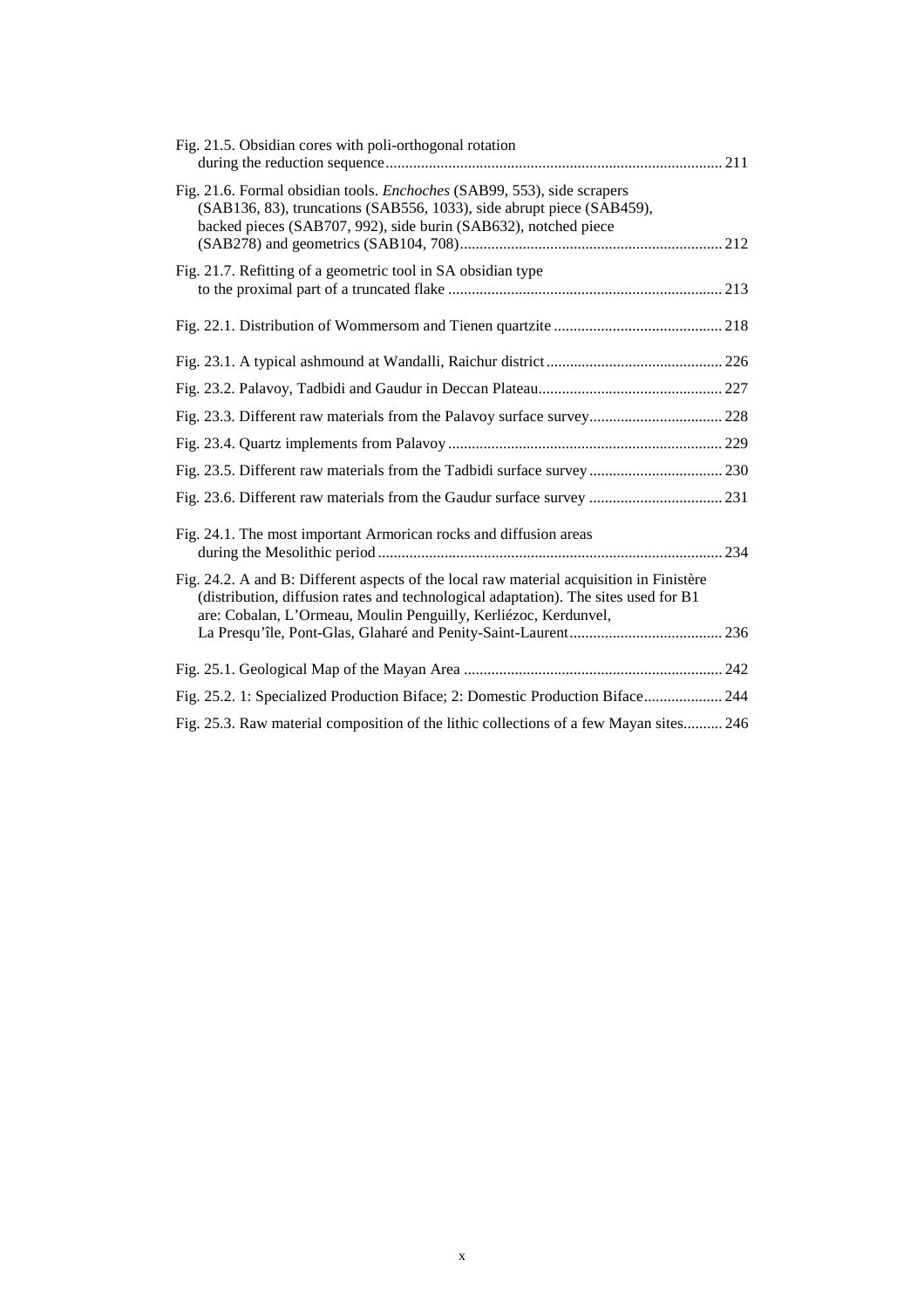Fig. 21.5. Obsidian cores with poli-orthogonal rotation during the reduction sequence ........ 211

Fig. 21.6. Formal obsidian tools. *Enchoches* (SAB99, 553), side scrapers (SAB136, 83), truncations (SAB556, 1033), side abrupt piece (SAB459), backed pieces (SAB707, 992), side burin (SAB632), notched piece (SAB278) and geometrics (SAB104, 708) ........ 212

Fig. 21.7. Refitting of a geometric tool in SA obsidian type to the proximal part of a truncated flake ........ 213

Fig. 22.1. Distribution of Wommersom and Tienen quartzite ........ 218

Fig. 23.1. A typical ashmound at Wandalli, Raichur district ........ 226

Fig. 23.2. Palavoy, Tadbidi and Gaudur in Deccan Plateau ........ 227

Fig. 23.3. Different raw materials from the Palavoy surface survey ........ 228

Fig. 23.4. Quartz implements from Palavoy ........ 229

Fig. 23.5. Different raw materials from the Tadbidi surface survey ........ 230

Fig. 23.6. Different raw materials from the Gaudur surface survey ........ 231

Fig. 24.1. The most important Armorican rocks and diffusion areas during the Mesolithic period ........ 234

Fig. 24.2. A and B: Different aspects of the local raw material acquisition in Finistère (distribution, diffusion rates and technological adaptation). The sites used for B1 are: Cobalan, L'Ormeau, Moulin Penguilly, Kerliézoc, Kerdunvel, La Presqu'île, Pont-Glas, Glaharé and Penity-Saint-Laurent ........ 236

Fig. 25.1. Geological Map of the Mayan Area ........ 242

Fig. 25.2. 1: Specialized Production Biface; 2: Domestic Production Biface ........ 244

Fig. 25.3. Raw material composition of the lithic collections of a few Mayan sites ........ 246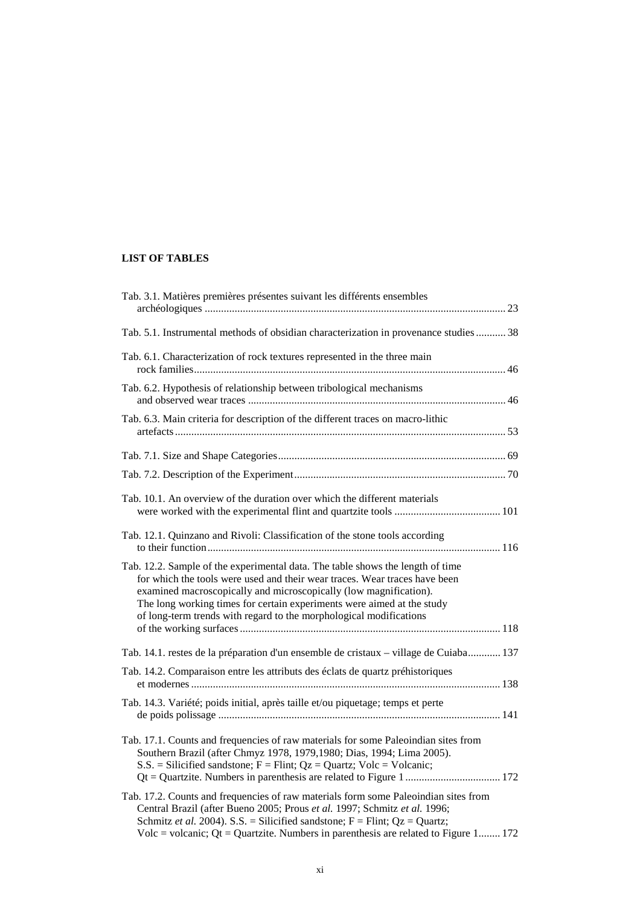**LIST OF TABLES**

Tab. 3.1. Matières premières présentes suivant les différents ensembles archéologiques ........................................................................................................ 23

Tab. 5.1. Instrumental methods of obsidian characterization in provenance studies ........... 38

Tab. 6.1. Characterization of rock textures represented in the three main rock families............................................................................................................... 46

Tab. 6.2. Hypothesis of relationship between tribological mechanisms and observed wear traces ............................................................................................ 46

Tab. 6.3. Main criteria for description of the different traces on macro-lithic artefacts ................................................................................................................... 53

Tab. 7.1. Size and Shape Categories.................................................................................. 69

Tab. 7.2. Description of the Experiment............................................................................ 70

Tab. 10.1. An overview of the duration over which the different materials were worked with the experimental flint and quartzite tools ..................................... 101

Tab. 12.1. Quinzano and Rivoli: Classification of the stone tools according to their function.......................................................................................................... 116

Tab. 12.2. Sample of the experimental data. The table shows the length of time for which the tools were used and their wear traces. Wear traces have been examined macroscopically and microscopically (low magnification). The long working times for certain experiments were aimed at the study of long-term trends with regard to the morphological modifications of the working surfaces .............................................................................................. 118

Tab. 14.1. restes de la préparation d'un ensemble de cristaux – village de Cuiaba............ 137

Tab. 14.2. Comparaison entre les attributs des éclats de quartz préhistoriques et modernes ............................................................................................................... 138

Tab. 14.3. Variété; poids initial, après taille et/ou piquetage; temps et perte de poids polissage ...................................................................................................... 141

Tab. 17.1. Counts and frequencies of raw materials for some Paleoindian sites from Southern Brazil (after Chmyz 1978, 1979,1980; Dias, 1994; Lima 2005). S.S. = Silicified sandstone; F = Flint; Qz = Quartz; Volc = Volcanic; Qt = Quartzite. Numbers in parenthesis are related to Figure 1 .................................. 172

Tab. 17.2. Counts and frequencies of raw materials form some Paleoindian sites from Central Brazil (after Bueno 2005; Prous *et al.* 1997; Schmitz *et al.* 1996; Schmitz *et al.* 2004). S.S. = Silicified sandstone; F = Flint; Qz = Quartz; Volc = volcanic; Qt = Quartzite. Numbers in parenthesis are related to Figure 1........ 172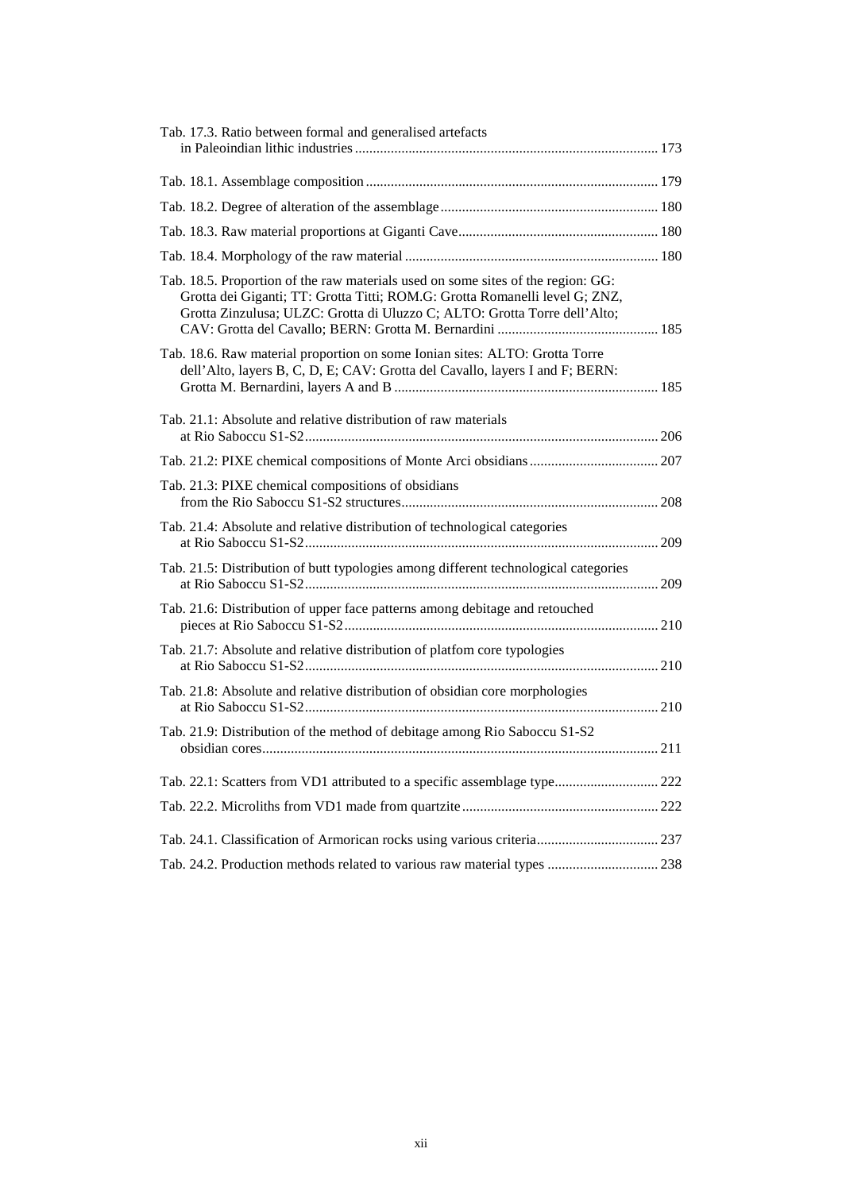Tab. 17.3. Ratio between formal and generalised artefacts in Paleoindian lithic industries ... 173

Tab. 18.1. Assemblage composition ... 179

Tab. 18.2. Degree of alteration of the assemblage ... 180

Tab. 18.3. Raw material proportions at Giganti Cave ... 180

Tab. 18.4. Morphology of the raw material ... 180

Tab. 18.5. Proportion of the raw materials used on some sites of the region: GG: Grotta dei Giganti; TT: Grotta Titti; ROM.G: Grotta Romanelli level G; ZNZ, Grotta Zinzulusa; ULZC: Grotta di Uluzzo C; ALTO: Grotta Torre dell'Alto; CAV: Grotta del Cavallo; BERN: Grotta M. Bernardini ... 185

Tab. 18.6. Raw material proportion on some Ionian sites: ALTO: Grotta Torre dell'Alto, layers B, C, D, E; CAV: Grotta del Cavallo, layers I and F; BERN: Grotta M. Bernardini, layers A and B ... 185

Tab. 21.1: Absolute and relative distribution of raw materials at Rio Saboccu S1-S2 ... 206

Tab. 21.2: PIXE chemical compositions of Monte Arci obsidians ... 207

Tab. 21.3: PIXE chemical compositions of obsidians from the Rio Saboccu S1-S2 structures ... 208

Tab. 21.4: Absolute and relative distribution of technological categories at Rio Saboccu S1-S2 ... 209

Tab. 21.5: Distribution of butt typologies among different technological categories at Rio Saboccu S1-S2 ... 209

Tab. 21.6: Distribution of upper face patterns among debitage and retouched pieces at Rio Saboccu S1-S2 ... 210

Tab. 21.7: Absolute and relative distribution of platfom core typologies at Rio Saboccu S1-S2 ... 210

Tab. 21.8: Absolute and relative distribution of obsidian core morphologies at Rio Saboccu S1-S2 ... 210

Tab. 21.9: Distribution of the method of debitage among Rio Saboccu S1-S2 obsidian cores ... 211

Tab. 22.1: Scatters from VD1 attributed to a specific assemblage type ... 222

Tab. 22.2. Microliths from VD1 made from quartzite ... 222

Tab. 24.1. Classification of Armorican rocks using various criteria ... 237

Tab. 24.2. Production methods related to various raw material types ... 238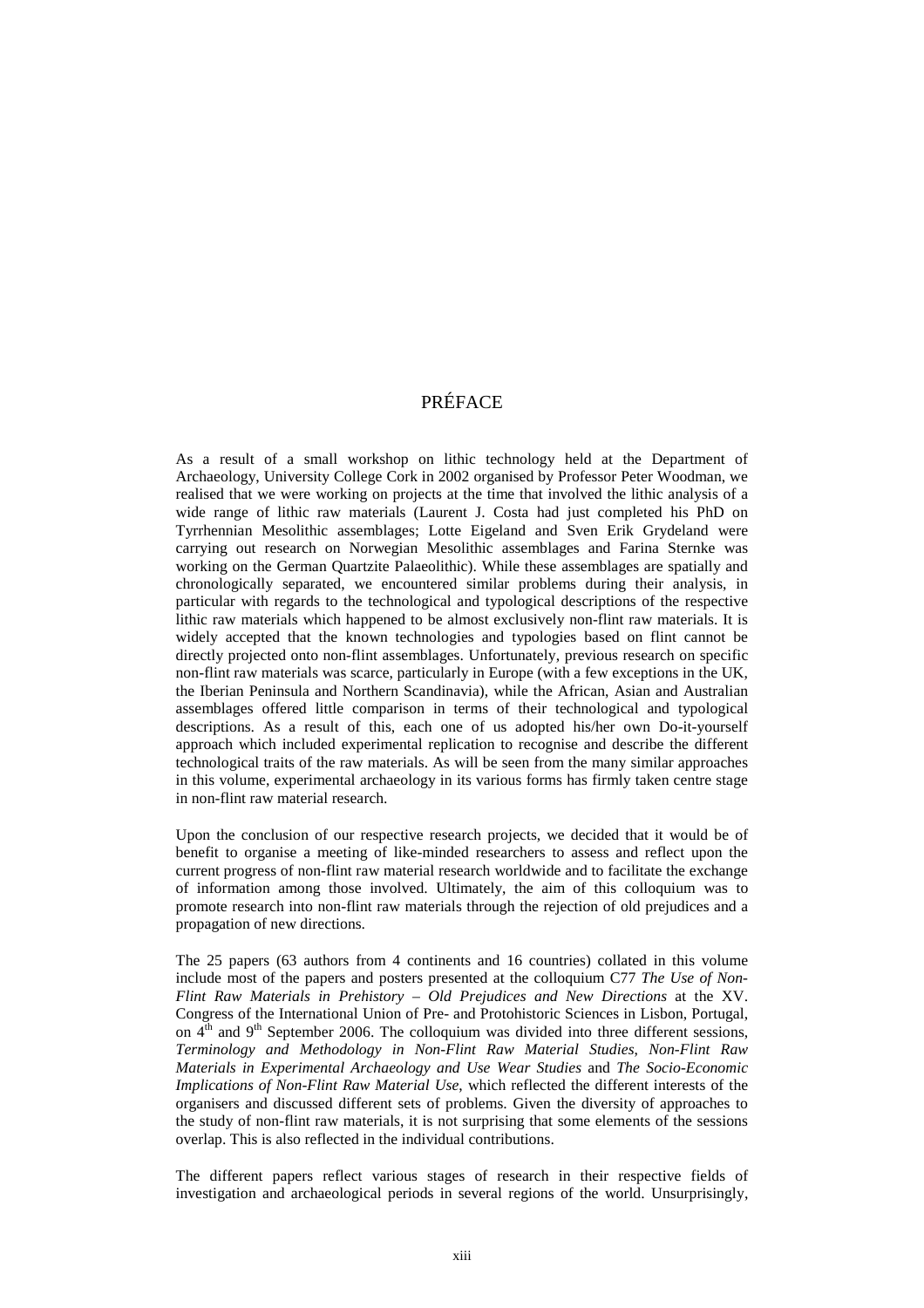# PRÉFACE

As a result of a small workshop on lithic technology held at the Department of Archaeology, University College Cork in 2002 organised by Professor Peter Woodman, we realised that we were working on projects at the time that involved the lithic analysis of a wide range of lithic raw materials (Laurent J. Costa had just completed his PhD on Tyrrhennian Mesolithic assemblages; Lotte Eigeland and Sven Erik Grydeland were carrying out research on Norwegian Mesolithic assemblages and Farina Sternke was working on the German Quartzite Palaeolithic). While these assemblages are spatially and chronologically separated, we encountered similar problems during their analysis, in particular with regards to the technological and typological descriptions of the respective lithic raw materials which happened to be almost exclusively non-flint raw materials. It is widely accepted that the known technologies and typologies based on flint cannot be directly projected onto non-flint assemblages. Unfortunately, previous research on specific non-flint raw materials was scarce, particularly in Europe (with a few exceptions in the UK, the Iberian Peninsula and Northern Scandinavia), while the African, Asian and Australian assemblages offered little comparison in terms of their technological and typological descriptions. As a result of this, each one of us adopted his/her own Do-it-yourself approach which included experimental replication to recognise and describe the different technological traits of the raw materials. As will be seen from the many similar approaches in this volume, experimental archaeology in its various forms has firmly taken centre stage in non-flint raw material research.

Upon the conclusion of our respective research projects, we decided that it would be of benefit to organise a meeting of like-minded researchers to assess and reflect upon the current progress of non-flint raw material research worldwide and to facilitate the exchange of information among those involved. Ultimately, the aim of this colloquium was to promote research into non-flint raw materials through the rejection of old prejudices and a propagation of new directions.

The 25 papers (63 authors from 4 continents and 16 countries) collated in this volume include most of the papers and posters presented at the colloquium C77 *The Use of Non-Flint Raw Materials in Prehistory – Old Prejudices and New Directions* at the XV. Congress of the International Union of Pre- and Protohistoric Sciences in Lisbon, Portugal, on 4th and 9th September 2006. The colloquium was divided into three different sessions, *Terminology and Methodology in Non-Flint Raw Material Studies*, *Non-Flint Raw Materials in Experimental Archaeology and Use Wear Studies* and *The Socio-Economic Implications of Non-Flint Raw Material Use*, which reflected the different interests of the organisers and discussed different sets of problems. Given the diversity of approaches to the study of non-flint raw materials, it is not surprising that some elements of the sessions overlap. This is also reflected in the individual contributions.

The different papers reflect various stages of research in their respective fields of investigation and archaeological periods in several regions of the world. Unsurprisingly,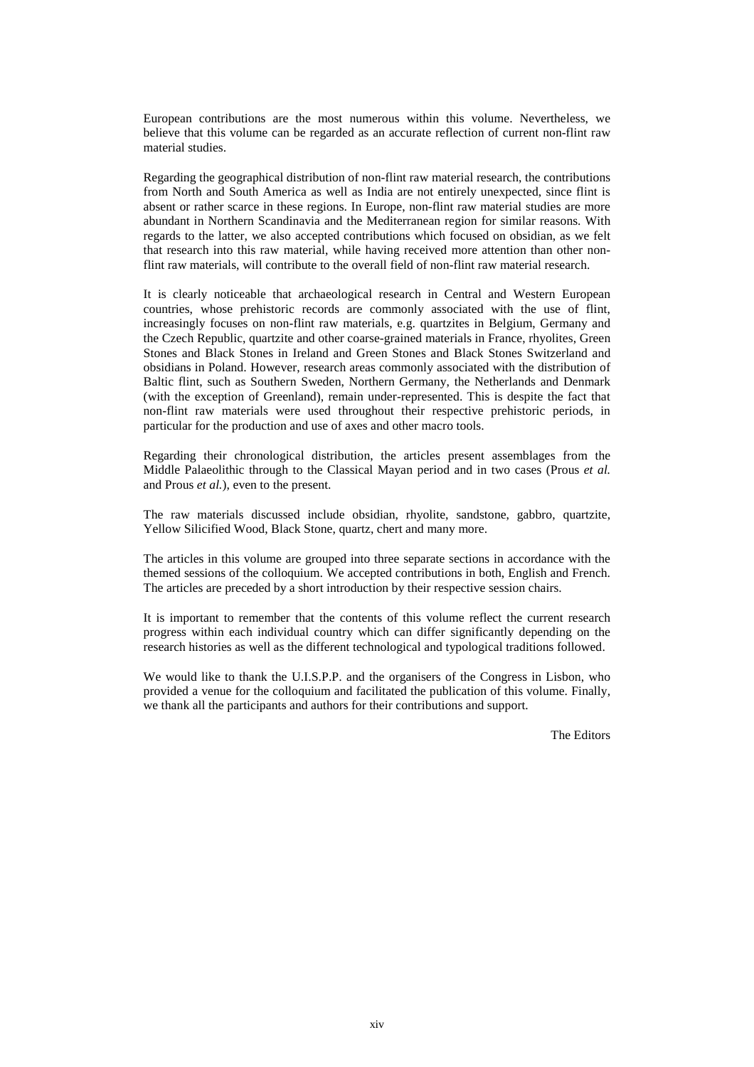European contributions are the most numerous within this volume. Nevertheless, we believe that this volume can be regarded as an accurate reflection of current non-flint raw material studies.

Regarding the geographical distribution of non-flint raw material research, the contributions from North and South America as well as India are not entirely unexpected, since flint is absent or rather scarce in these regions. In Europe, non-flint raw material studies are more abundant in Northern Scandinavia and the Mediterranean region for similar reasons. With regards to the latter, we also accepted contributions which focused on obsidian, as we felt that research into this raw material, while having received more attention than other non-flint raw materials, will contribute to the overall field of non-flint raw material research.

It is clearly noticeable that archaeological research in Central and Western European countries, whose prehistoric records are commonly associated with the use of flint, increasingly focuses on non-flint raw materials, e.g. quartzites in Belgium, Germany and the Czech Republic, quartzite and other coarse-grained materials in France, rhyolites, Green Stones and Black Stones in Ireland and Green Stones and Black Stones Switzerland and obsidians in Poland. However, research areas commonly associated with the distribution of Baltic flint, such as Southern Sweden, Northern Germany, the Netherlands and Denmark (with the exception of Greenland), remain under-represented. This is despite the fact that non-flint raw materials were used throughout their respective prehistoric periods, in particular for the production and use of axes and other macro tools.

Regarding their chronological distribution, the articles present assemblages from the Middle Palaeolithic through to the Classical Mayan period and in two cases (Prous *et al.* and Prous *et al.*), even to the present.

The raw materials discussed include obsidian, rhyolite, sandstone, gabbro, quartzite, Yellow Silicified Wood, Black Stone, quartz, chert and many more.

The articles in this volume are grouped into three separate sections in accordance with the themed sessions of the colloquium. We accepted contributions in both, English and French. The articles are preceded by a short introduction by their respective session chairs.

It is important to remember that the contents of this volume reflect the current research progress within each individual country which can differ significantly depending on the research histories as well as the different technological and typological traditions followed.

We would like to thank the U.I.S.P.P. and the organisers of the Congress in Lisbon, who provided a venue for the colloquium and facilitated the publication of this volume. Finally, we thank all the participants and authors for their contributions and support.

The Editors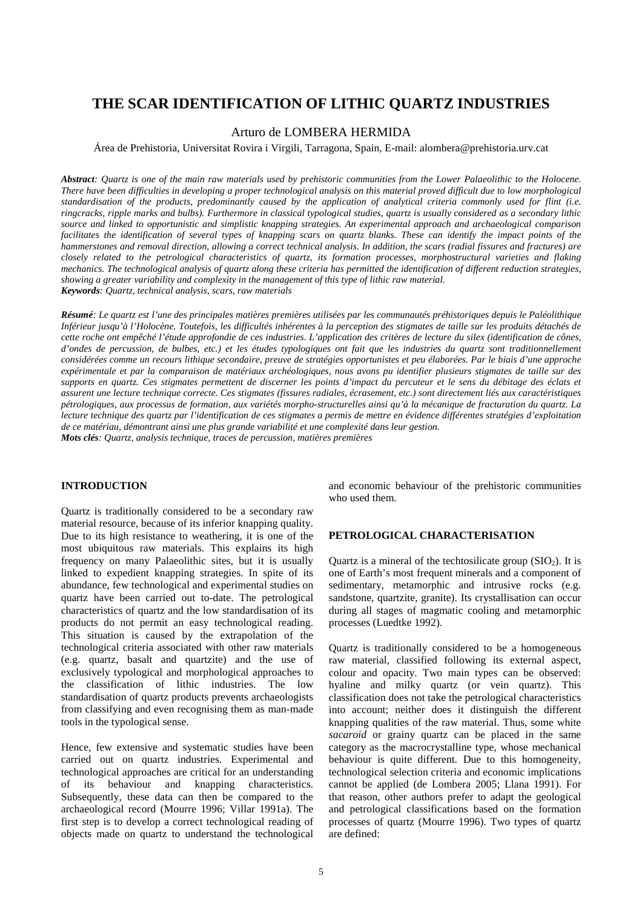# THE SCAR IDENTIFICATION OF LITHIC QUARTZ INDUSTRIES

Arturo de LOMBERA HERMIDA

Área de Prehistoria, Universitat Rovira i Virgili, Tarragona, Spain, E-mail: alombera@prehistoria.urv.cat

***Abstract**: Quartz is one of the main raw materials used by prehistoric communities from the Lower Palaeolithic to the Holocene. There have been difficulties in developing a proper technological analysis on this material proved difficult due to low morphological standardisation of the products, predominantly caused by the application of analytical criteria commonly used for flint (i.e. ringcracks, ripple marks and bulbs). Furthermore in classical typological studies, quartz is usually considered as a secondary lithic source and linked to opportunistic and simplistic knapping strategies. An experimental approach and archaeological comparison facilitates the identification of several types of knapping scars on quartz blanks. These can identify the impact points of the hammerstones and removal direction, allowing a correct technical analysis. In addition, the scars (radial fissures and fractures) are closely related to the petrological characteristics of quartz, its formation processes, morphostructural varieties and flaking mechanics. The technological analysis of quartz along these criteria has permitted the identification of different reduction strategies, showing a greater variability and complexity in the management of this type of lithic raw material.*

***Keywords**: Quartz, technical analysis, scars, raw materials*

***Résumé**: Le quartz est l'une des principales matières premières utilisées par les communautés préhistoriques depuis le Paléolithique Inférieur jusqu'à l'Holocène. Toutefois, les difficultés inhérentes à la perception des stigmates de taille sur les produits détachés de cette roche ont empêché l'étude approfondie de ces industries. L'application des critères de lecture du silex (identification de cônes, d'ondes de percussion, de bulbes, etc.) et les études typologiques ont fait que les industries du quartz sont traditionnellement considérées comme un recours lithique secondaire, preuve de stratégies opportunistes et peu élaborées. Par le biais d'une approche expérimentale et par la comparaison de matériaux archéologiques, nous avons pu identifier plusieurs stigmates de taille sur des supports en quartz. Ces stigmates permettent de discerner les points d'impact du percuteur et le sens du débitage des éclats et assurent une lecture technique correcte. Ces stigmates (fissures radiales, écrasement, etc.) sont directement liés aux caractéristiques pétrologiques, aux processus de formation, aux variétés morpho-structurelles ainsi qu'à la mécanique de fracturation du quartz. La lecture technique des quartz par l'identification de ces stigmates a permis de mettre en évidence différentes stratégies d'exploitation de ce matériau, démontrant ainsi une plus grande variabilité et une complexité dans leur gestion.*

***Mots clés**: Quartz, analysis technique, traces de percussion, matières premières*

## INTRODUCTION

Quartz is traditionally considered to be a secondary raw material resource, because of its inferior knapping quality. Due to its high resistance to weathering, it is one of the most ubiquitous raw materials. This explains its high frequency on many Palaeolithic sites, but it is usually linked to expedient knapping strategies. In spite of its abundance, few technological and experimental studies on quartz have been carried out to-date. The petrological characteristics of quartz and the low standardisation of its products do not permit an easy technological reading. This situation is caused by the extrapolation of the technological criteria associated with other raw materials (e.g. quartz, basalt and quartzite) and the use of exclusively typological and morphological approaches to the classification of lithic industries. The low standardisation of quartz products prevents archaeologists from classifying and even recognising them as man-made tools in the typological sense.

Hence, few extensive and systematic studies have been carried out on quartz industries. Experimental and technological approaches are critical for an understanding of its behaviour and knapping characteristics. Subsequently, these data can then be compared to the archaeological record (Mourre 1996; Villar 1991a). The first step is to develop a correct technological reading of objects made on quartz to understand the technological and economic behaviour of the prehistoric communities who used them.

## PETROLOGICAL CHARACTERISATION

Quartz is a mineral of the techtosilicate group ($SIO_2$). It is one of Earth's most frequent minerals and a component of sedimentary, metamorphic and intrusive rocks (e.g. sandstone, quartzite, granite). Its crystallisation can occur during all stages of magmatic cooling and metamorphic processes (Luedtke 1992).

Quartz is traditionally considered to be a homogeneous raw material, classified following its external aspect, colour and opacity. Two main types can be observed: hyaline and milky quartz (or vein quartz). This classification does not take the petrological characteristics into account; neither does it distinguish the different knapping qualities of the raw material. Thus, some white *sacaroid* or grainy quartz can be placed in the same category as the macrocrystalline type, whose mechanical behaviour is quite different. Due to this homogeneity, technological selection criteria and economic implications cannot be applied (de Lombera 2005; Llana 1991). For that reason, other authors prefer to adapt the geological and petrological classifications based on the formation processes of quartz (Mourre 1996). Two types of quartz are defined: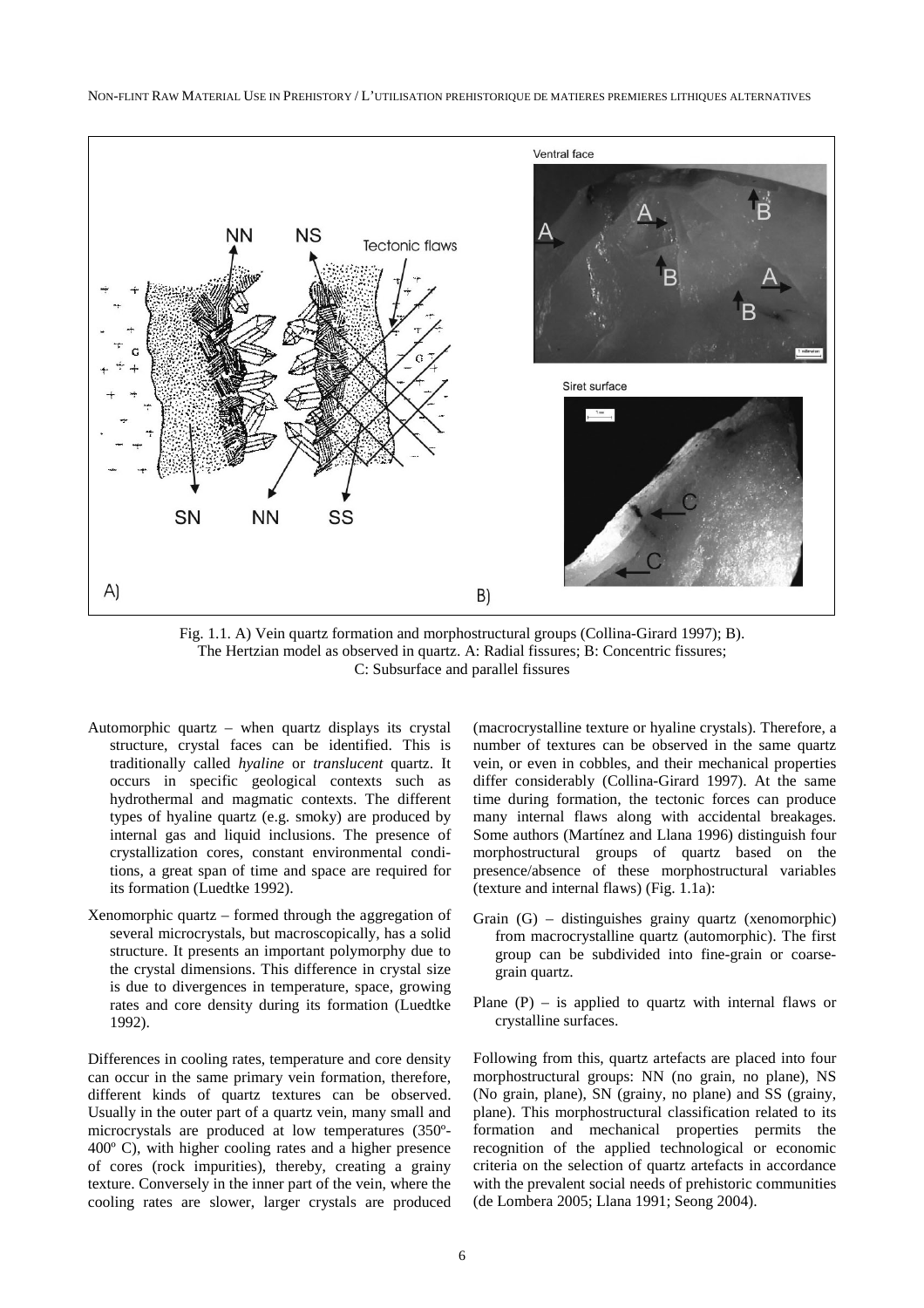Fig. 1.1. A) Vein quartz formation and morphostructural groups (Collina-Girard 1997); B). The Hertzian model as observed in quartz. A: Radial fissures; B: Concentric fissures; C: Subsurface and parallel fissures

- Automorphic quartz – when quartz displays its crystal structure, crystal faces can be identified. This is traditionally called *hyaline* or *translucent* quartz. It occurs in specific geological contexts such as hydrothermal and magmatic contexts. The different types of hyaline quartz (e.g. smoky) are produced by internal gas and liquid inclusions. The presence of crystallization cores, constant environmental conditions, a great span of time and space are required for its formation (Luedtke 1992).
- Xenomorphic quartz – formed through the aggregation of several microcrystals, but macroscopically, has a solid structure. It presents an important polymorphy due to the crystal dimensions. This difference in crystal size is due to divergences in temperature, space, growing rates and core density during its formation (Luedtke 1992).

Differences in cooling rates, temperature and core density can occur in the same primary vein formation, therefore, different kinds of quartz textures can be observed. Usually in the outer part of a quartz vein, many small and microcrystals are produced at low temperatures (350º-400º C), with higher cooling rates and a higher presence of cores (rock impurities), thereby, creating a grainy texture. Conversely in the inner part of the vein, where the cooling rates are slower, larger crystals are produced (macrocrystalline texture or hyaline crystals). Therefore, a number of textures can be observed in the same quartz vein, or even in cobbles, and their mechanical properties differ considerably (Collina-Girard 1997). At the same time during formation, the tectonic forces can produce many internal flaws along with accidental breakages. Some authors (Martínez and Llana 1996) distinguish four morphostructural groups of quartz based on the presence/absence of these morphostructural variables (texture and internal flaws) (Fig. 1.1a):

- Grain (G) – distinguishes grainy quartz (xenomorphic) from macrocrystalline quartz (automorphic). The first group can be subdivided into fine-grain or coarse-grain quartz.
- Plane (P) – is applied to quartz with internal flaws or crystalline surfaces.

Following from this, quartz artefacts are placed into four morphostructural groups: NN (no grain, no plane), NS (No grain, plane), SN (grainy, no plane) and SS (grainy, plane). This morphostructural classification related to its formation and mechanical properties permits the recognition of the applied technological or economic criteria on the selection of quartz artefacts in accordance with the prevalent social needs of prehistoric communities (de Lombera 2005; Llana 1991; Seong 2004).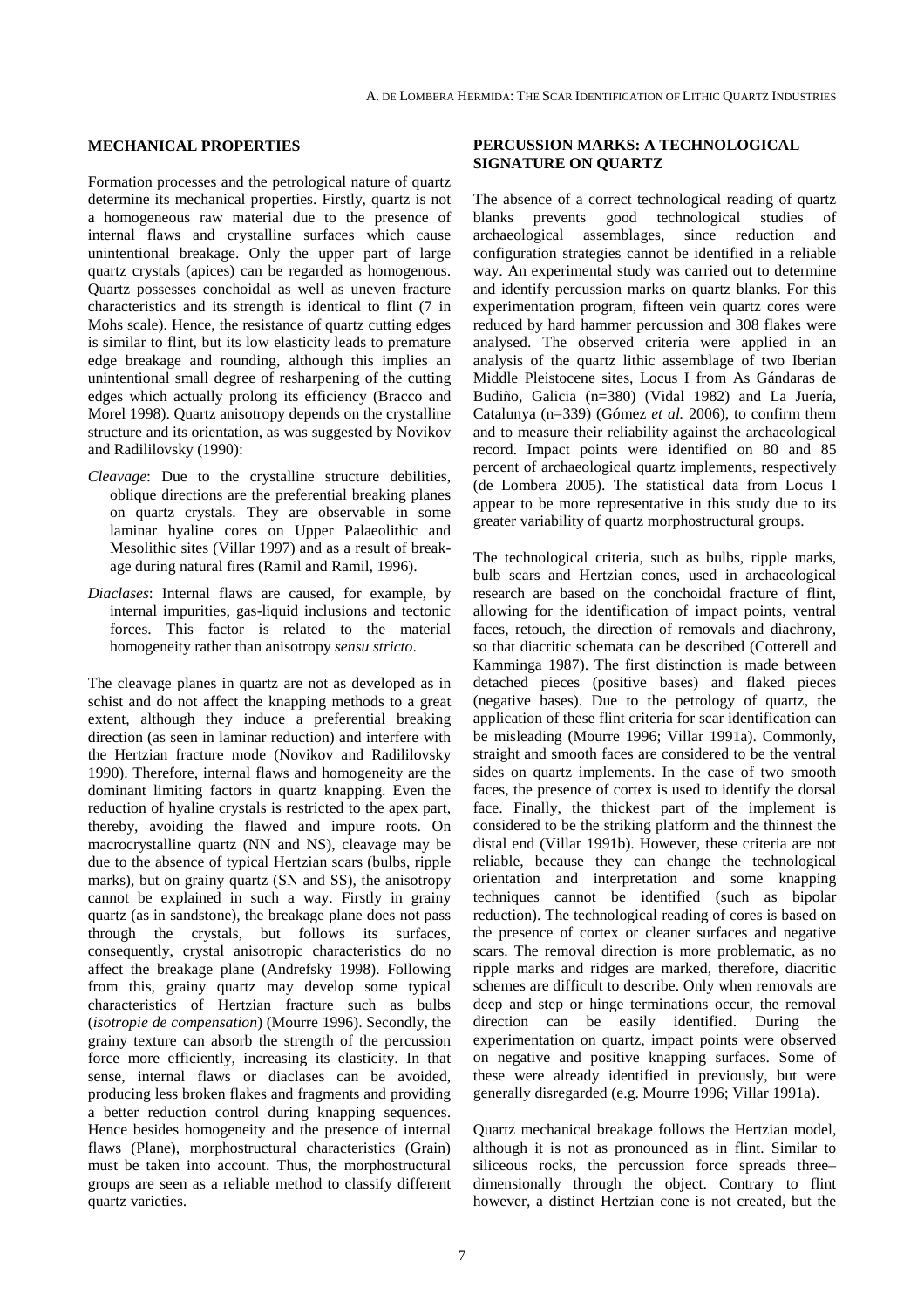## MECHANICAL PROPERTIES

Formation processes and the petrological nature of quartz determine its mechanical properties. Firstly, quartz is not a homogeneous raw material due to the presence of internal flaws and crystalline surfaces which cause unintentional breakage. Only the upper part of large quartz crystals (apices) can be regarded as homogenous. Quartz possesses conchoidal as well as uneven fracture characteristics and its strength is identical to flint (7 in Mohs scale). Hence, the resistance of quartz cutting edges is similar to flint, but its low elasticity leads to premature edge breakage and rounding, although this implies an unintentional small degree of resharpening of the cutting edges which actually prolong its efficiency (Bracco and Morel 1998). Quartz anisotropy depends on the crystalline structure and its orientation, as was suggested by Novikov and Radililovsky (1990):

*Cleavage*: Due to the crystalline structure debilities, oblique directions are the preferential breaking planes on quartz crystals. They are observable in some laminar hyaline cores on Upper Palaeolithic and Mesolithic sites (Villar 1997) and as a result of breakage during natural fires (Ramil and Ramil, 1996).

*Diaclases*: Internal flaws are caused, for example, by internal impurities, gas-liquid inclusions and tectonic forces. This factor is related to the material homogeneity rather than anisotropy *sensu stricto*.

The cleavage planes in quartz are not as developed as in schist and do not affect the knapping methods to a great extent, although they induce a preferential breaking direction (as seen in laminar reduction) and interfere with the Hertzian fracture mode (Novikov and Radililovsky 1990). Therefore, internal flaws and homogeneity are the dominant limiting factors in quartz knapping. Even the reduction of hyaline crystals is restricted to the apex part, thereby, avoiding the flawed and impure roots. On macrocrystalline quartz (NN and NS), cleavage may be due to the absence of typical Hertzian scars (bulbs, ripple marks), but on grainy quartz (SN and SS), the anisotropy cannot be explained in such a way. Firstly in grainy quartz (as in sandstone), the breakage plane does not pass through the crystals, but follows its surfaces, consequently, crystal anisotropic characteristics do no affect the breakage plane (Andrefsky 1998). Following from this, grainy quartz may develop some typical characteristics of Hertzian fracture such as bulbs (*isotropie de compensation*) (Mourre 1996). Secondly, the grainy texture can absorb the strength of the percussion force more efficiently, increasing its elasticity. In that sense, internal flaws or diaclases can be avoided, producing less broken flakes and fragments and providing a better reduction control during knapping sequences. Hence besides homogeneity and the presence of internal flaws (Plane), morphostructural characteristics (Grain) must be taken into account. Thus, the morphostructural groups are seen as a reliable method to classify different quartz varieties.

## PERCUSSION MARKS: A TECHNOLOGICAL SIGNATURE ON QUARTZ

The absence of a correct technological reading of quartz blanks prevents good technological studies of archaeological assemblages, since reduction and configuration strategies cannot be identified in a reliable way. An experimental study was carried out to determine and identify percussion marks on quartz blanks. For this experimentation program, fifteen vein quartz cores were reduced by hard hammer percussion and 308 flakes were analysed. The observed criteria were applied in an analysis of the quartz lithic assemblage of two Iberian Middle Pleistocene sites, Locus I from As Gándaras de Budiño, Galicia (n=380) (Vidal 1982) and La Juería, Catalunya (n=339) (Gómez *et al.* 2006), to confirm them and to measure their reliability against the archaeological record. Impact points were identified on 80 and 85 percent of archaeological quartz implements, respectively (de Lombera 2005). The statistical data from Locus I appear to be more representative in this study due to its greater variability of quartz morphostructural groups.

The technological criteria, such as bulbs, ripple marks, bulb scars and Hertzian cones, used in archaeological research are based on the conchoidal fracture of flint, allowing for the identification of impact points, ventral faces, retouch, the direction of removals and diachrony, so that diacritic schemata can be described (Cotterell and Kamminga 1987). The first distinction is made between detached pieces (positive bases) and flaked pieces (negative bases). Due to the petrology of quartz, the application of these flint criteria for scar identification can be misleading (Mourre 1996; Villar 1991a). Commonly, straight and smooth faces are considered to be the ventral sides on quartz implements. In the case of two smooth faces, the presence of cortex is used to identify the dorsal face. Finally, the thickest part of the implement is considered to be the striking platform and the thinnest the distal end (Villar 1991b). However, these criteria are not reliable, because they can change the technological orientation and interpretation and some knapping techniques cannot be identified (such as bipolar reduction). The technological reading of cores is based on the presence of cortex or cleaner surfaces and negative scars. The removal direction is more problematic, as no ripple marks and ridges are marked, therefore, diacritic schemes are difficult to describe. Only when removals are deep and step or hinge terminations occur, the removal direction can be easily identified. During the experimentation on quartz, impact points were observed on negative and positive knapping surfaces. Some of these were already identified in previously, but were generally disregarded (e.g. Mourre 1996; Villar 1991a).

Quartz mechanical breakage follows the Hertzian model, although it is not as pronounced as in flint. Similar to siliceous rocks, the percussion force spreads three–dimensionally through the object. Contrary to flint however, a distinct Hertzian cone is not created, but the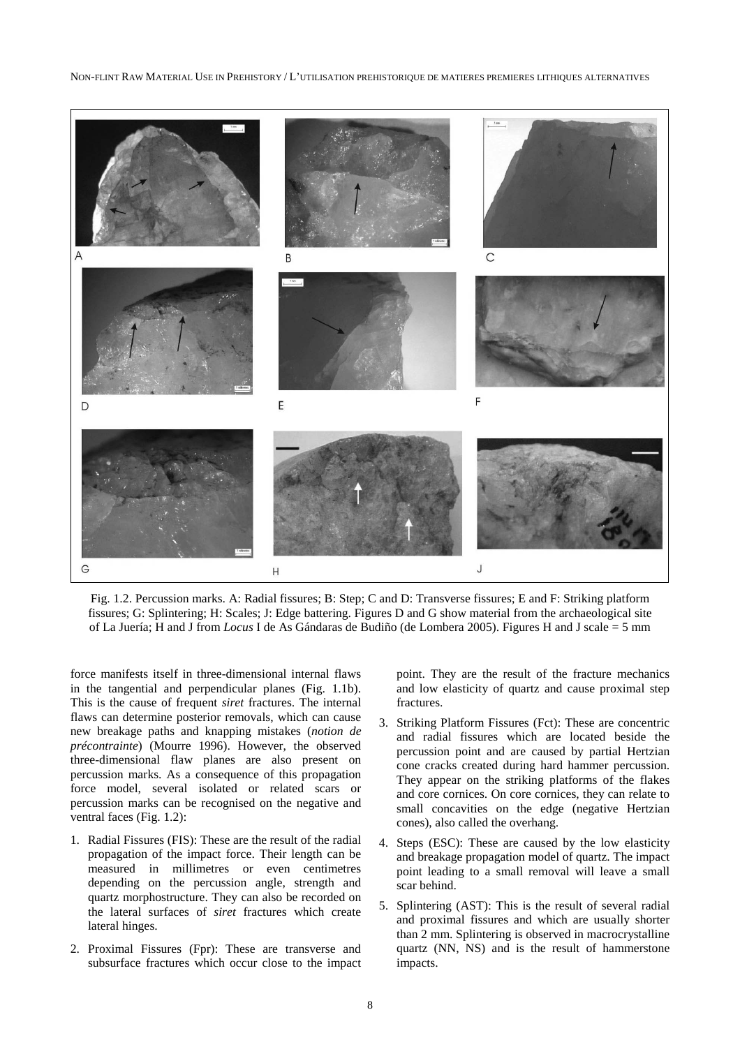Fig. 1.2. Percussion marks. A: Radial fissures; B: Step; C and D: Transverse fissures; E and F: Striking platform fissures; G: Splintering; H: Scales; J: Edge battering. Figures D and G show material from the archaeological site of La Juería; H and J from *Locus* I de As Gándaras de Budiño (de Lombera 2005). Figures H and J scale = 5 mm

force manifests itself in three-dimensional internal flaws in the tangential and perpendicular planes (Fig. 1.1b). This is the cause of frequent *siret* fractures. The internal flaws can determine posterior removals, which can cause new breakage paths and knapping mistakes (*notion de précontrainte*) (Mourre 1996). However, the observed three-dimensional flaw planes are also present on percussion marks. As a consequence of this propagation force model, several isolated or related scars or percussion marks can be recognised on the negative and ventral faces (Fig. 1.2):

1. Radial Fissures (FIS): These are the result of the radial propagation of the impact force. Their length can be measured in millimetres or even centimetres depending on the percussion angle, strength and quartz morphostructure. They can also be recorded on the lateral surfaces of *siret* fractures which create lateral hinges.
2. Proximal Fissures (Fpr): These are transverse and subsurface fractures which occur close to the impact point. They are the result of the fracture mechanics and low elasticity of quartz and cause proximal step fractures.
3. Striking Platform Fissures (Fct): These are concentric and radial fissures which are located beside the percussion point and are caused by partial Hertzian cone cracks created during hard hammer percussion. They appear on the striking platforms of the flakes and core cornices. On core cornices, they can relate to small concavities on the edge (negative Hertzian cones), also called the overhang.
4. Steps (ESC): These are caused by the low elasticity and breakage propagation model of quartz. The impact point leading to a small removal will leave a small scar behind.
5. Splintering (AST): This is the result of several radial and proximal fissures and which are usually shorter than 2 mm. Splintering is observed in macrocrystalline quartz (NN, NS) and is the result of hammerstone impacts.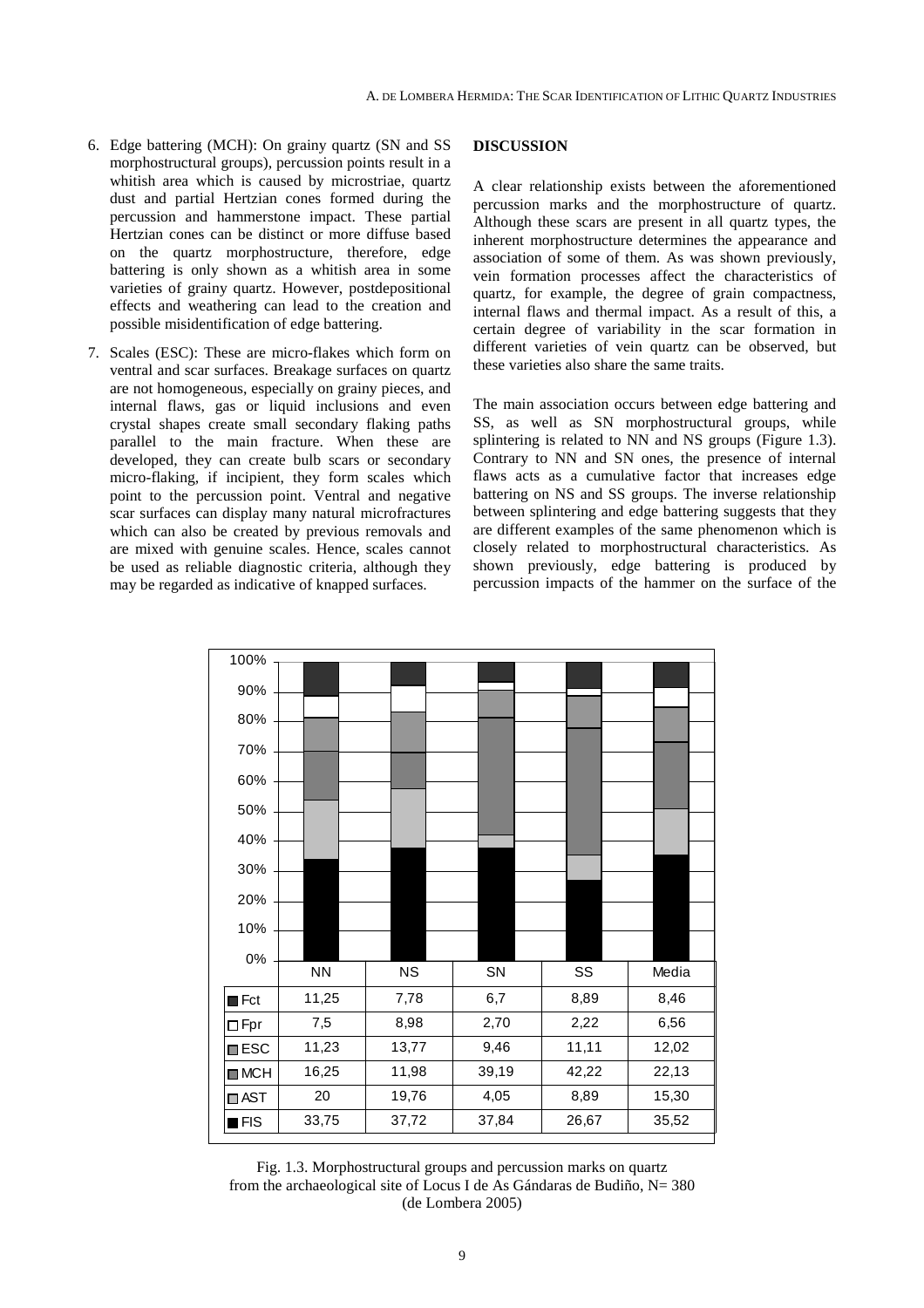6. Edge battering (MCH): On grainy quartz (SN and SS morphostructural groups), percussion points result in a whitish area which is caused by microstriae, quartz dust and partial Hertzian cones formed during the percussion and hammerstone impact. These partial Hertzian cones can be distinct or more diffuse based on the quartz morphostructure, therefore, edge battering is only shown as a whitish area in some varieties of grainy quartz. However, postdepositional effects and weathering can lead to the creation and possible misidentification of edge battering.

7. Scales (ESC): These are micro-flakes which form on ventral and scar surfaces. Breakage surfaces on quartz are not homogeneous, especially on grainy pieces, and internal flaws, gas or liquid inclusions and even crystal shapes create small secondary flaking paths parallel to the main fracture. When these are developed, they can create bulb scars or secondary micro-flaking, if incipient, they form scales which point to the percussion point. Ventral and negative scar surfaces can display many natural microfractures which can also be created by previous removals and are mixed with genuine scales. Hence, scales cannot be used as reliable diagnostic criteria, although they may be regarded as indicative of knapped surfaces.

**DISCUSSION**

A clear relationship exists between the aforementioned percussion marks and the morphostructure of quartz. Although these scars are present in all quartz types, the inherent morphostructure determines the appearance and association of some of them. As was shown previously, vein formation processes affect the characteristics of quartz, for example, the degree of grain compactness, internal flaws and thermal impact. As a result of this, a certain degree of variability in the scar formation in different varieties of vein quartz can be observed, but these varieties also share the same traits.

The main association occurs between edge battering and SS, as well as SN morphostructural groups, while splintering is related to NN and NS groups (Figure 1.3). Contrary to NN and SN ones, the presence of internal flaws acts as a cumulative factor that increases edge battering on NS and SS groups. The inverse relationship between splintering and edge battering suggests that they are different examples of the same phenomenon which is closely related to morphostructural characteristics. As shown previously, edge battering is produced by percussion impacts of the hammer on the surface of the

| | NN | NS | SN | SS | Media |
|---|---|---|---|---|---|
| Fct | 11,25 | 7,78 | 6,7 | 8,89 | 8,46 |
| Fpr | 7,5 | 8,98 | 2,70 | 2,22 | 6,56 |
| ESC | 11,23 | 13,77 | 9,46 | 11,11 | 12,02 |
| MCH | 16,25 | 11,98 | 39,19 | 42,22 | 22,13 |
| AST | 20 | 19,76 | 4,05 | 8,89 | 15,30 |
| FIS | 33,75 | 37,72 | 37,84 | 26,67 | 35,52 |

Fig. 1.3. Morphostructural groups and percussion marks on quartz from the archaeological site of Locus I de As Gándaras de Budiño, N= 380 (de Lombera 2005)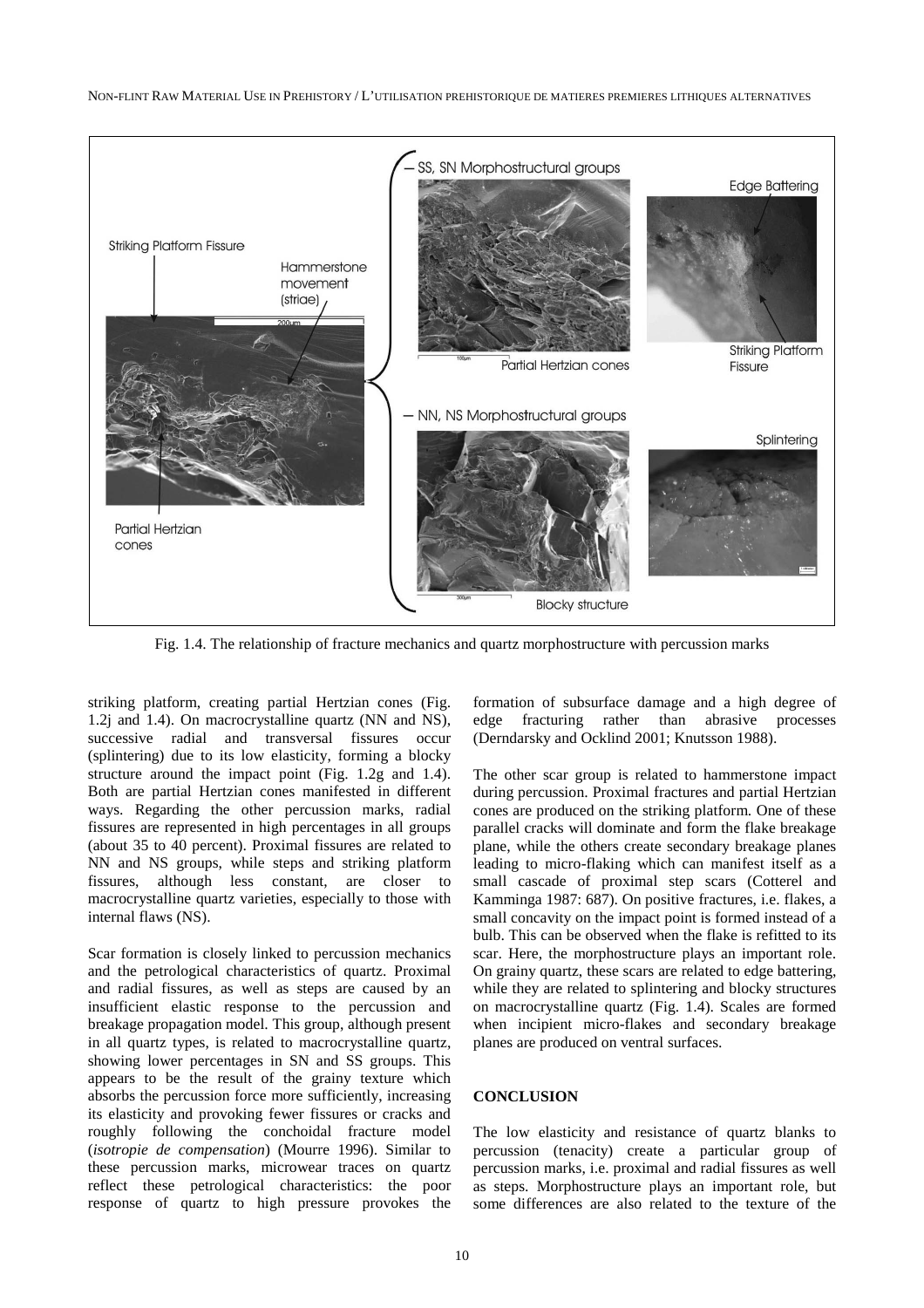Fig. 1.4. The relationship of fracture mechanics and quartz morphostructure with percussion marks

striking platform, creating partial Hertzian cones (Fig. 1.2j and 1.4). On macrocrystalline quartz (NN and NS), successive radial and transversal fissures occur (splintering) due to its low elasticity, forming a blocky structure around the impact point (Fig. 1.2g and 1.4). Both are partial Hertzian cones manifested in different ways. Regarding the other percussion marks, radial fissures are represented in high percentages in all groups (about 35 to 40 percent). Proximal fissures are related to NN and NS groups, while steps and striking platform fissures, although less constant, are closer to macrocrystalline quartz varieties, especially to those with internal flaws (NS).

Scar formation is closely linked to percussion mechanics and the petrological characteristics of quartz. Proximal and radial fissures, as well as steps are caused by an insufficient elastic response to the percussion and breakage propagation model. This group, although present in all quartz types, is related to macrocrystalline quartz, showing lower percentages in SN and SS groups. This appears to be the result of the grainy texture which absorbs the percussion force more sufficiently, increasing its elasticity and provoking fewer fissures or cracks and roughly following the conchoidal fracture model (*isotropie de compensation*) (Mourre 1996). Similar to these percussion marks, microwear traces on quartz reflect these petrological characteristics: the poor response of quartz to high pressure provokes the formation of subsurface damage and a high degree of edge fracturing rather than abrasive processes (Derndarsky and Ocklind 2001; Knutsson 1988).

The other scar group is related to hammerstone impact during percussion. Proximal fractures and partial Hertzian cones are produced on the striking platform. One of these parallel cracks will dominate and form the flake breakage plane, while the others create secondary breakage planes leading to micro-flaking which can manifest itself as a small cascade of proximal step scars (Cotterel and Kamminga 1987: 687). On positive fractures, i.e. flakes, a small concavity on the impact point is formed instead of a bulb. This can be observed when the flake is refitted to its scar. Here, the morphostructure plays an important role. On grainy quartz, these scars are related to edge battering, while they are related to splintering and blocky structures on macrocrystalline quartz (Fig. 1.4). Scales are formed when incipient micro-flakes and secondary breakage planes are produced on ventral surfaces.

## CONCLUSION

The low elasticity and resistance of quartz blanks to percussion (tenacity) create a particular group of percussion marks, i.e. proximal and radial fissures as well as steps. Morphostructure plays an important role, but some differences are also related to the texture of the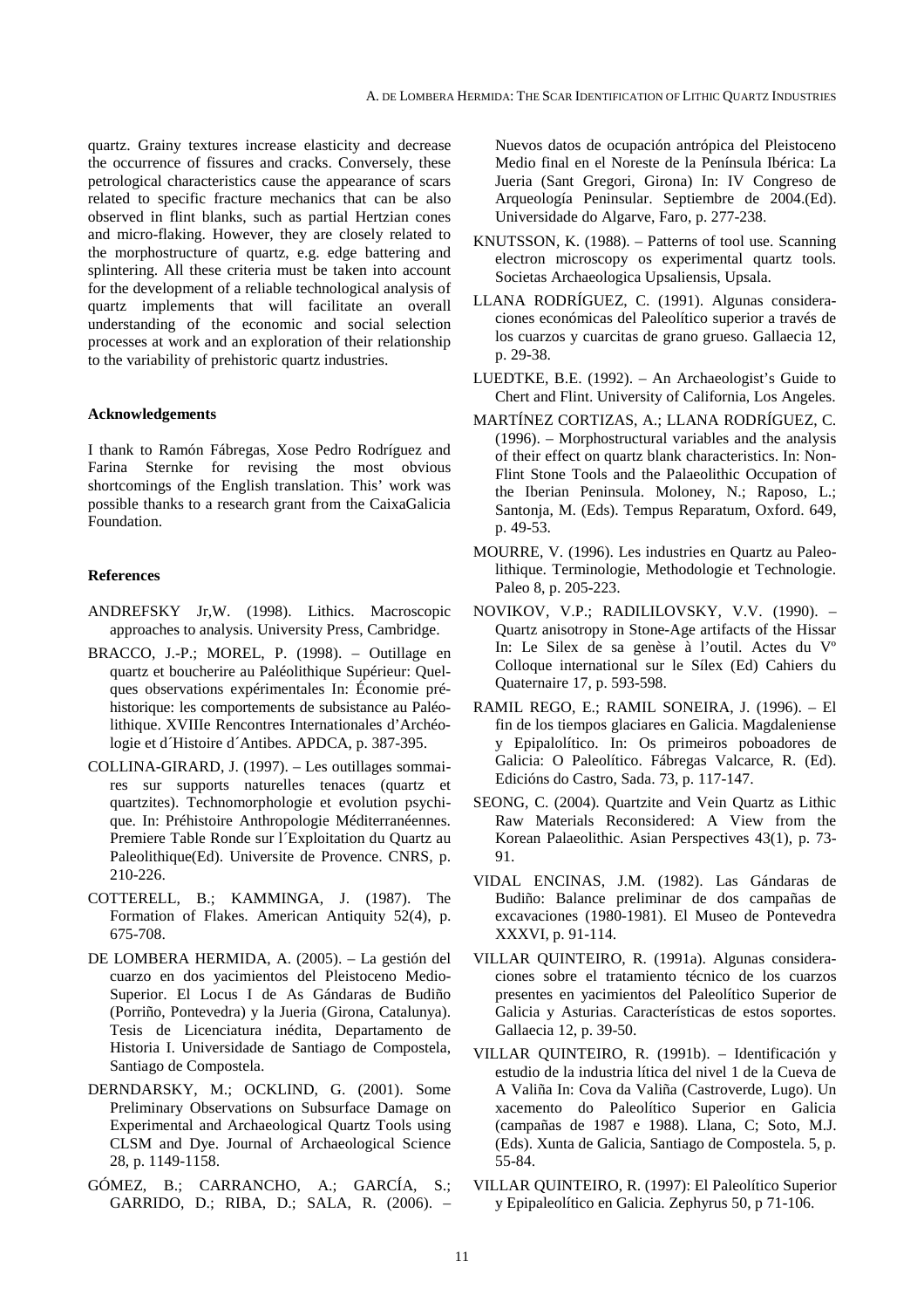quartz. Grainy textures increase elasticity and decrease the occurrence of fissures and cracks. Conversely, these petrological characteristics cause the appearance of scars related to specific fracture mechanics that can be also observed in flint blanks, such as partial Hertzian cones and micro-flaking. However, they are closely related to the morphostructure of quartz, e.g. edge battering and splintering. All these criteria must be taken into account for the development of a reliable technological analysis of quartz implements that will facilitate an overall understanding of the economic and social selection processes at work and an exploration of their relationship to the variability of prehistoric quartz industries.

#### Acknowledgements

I thank to Ramón Fábregas, Xose Pedro Rodríguez and Farina Sternke for revising the most obvious shortcomings of the English translation. This' work was possible thanks to a research grant from the CaixaGalicia Foundation.

#### References

ANDREFSKY Jr,W. (1998). Lithics. Macroscopic approaches to analysis. University Press, Cambridge.

BRACCO, J.-P.; MOREL, P. (1998). – Outillage en quartz et boucherire au Paléolithique Supérieur: Quelques observations expérimentales In: Économie préhistorique: les comportements de subsistance au Paléolithique. XVIIIe Rencontres Internationales d'Archéologie et d´Histoire d´Antibes. APDCA, p. 387-395.

COLLINA-GIRARD, J. (1997). – Les outillages sommaires sur supports naturelles tenaces (quartz et quartzites). Technomorphologie et evolution psychique. In: Préhistoire Anthropologie Méditerranéennes. Premiere Table Ronde sur l´Exploitation du Quartz au Paleolithique(Ed). Universite de Provence. CNRS, p. 210-226.

COTTERELL, B.; KAMMINGA, J. (1987). The Formation of Flakes. American Antiquity 52(4), p. 675-708.

DE LOMBERA HERMIDA, A. (2005). – La gestión del cuarzo en dos yacimientos del Pleistoceno Medio-Superior. El Locus I de As Gándaras de Budiño (Porriño, Pontevedra) y la Jueria (Girona, Catalunya). Tesis de Licenciatura inédita, Departamento de Historia I. Universidade de Santiago de Compostela, Santiago de Compostela.

DERNDARSKY, M.; OCKLIND, G. (2001). Some Preliminary Observations on Subsurface Damage on Experimental and Archaeological Quartz Tools using CLSM and Dye. Journal of Archaeological Science 28, p. 1149-1158.

GÓMEZ, B.; CARRANCHO, A.; GARCÍA, S.; GARRIDO, D.; RIBA, D.; SALA, R. (2006). – Nuevos datos de ocupación antrópica del Pleistoceno Medio final en el Noreste de la Península Ibérica: La Jueria (Sant Gregori, Girona) In: IV Congreso de Arqueología Peninsular. Septiembre de 2004.(Ed). Universidade do Algarve, Faro, p. 277-238.

KNUTSSON, K. (1988). – Patterns of tool use. Scanning electron microscopy os experimental quartz tools. Societas Archaeologica Upsaliensis, Upsala.

LLANA RODRÍGUEZ, C. (1991). Algunas consideraciones económicas del Paleolítico superior a través de los cuarzos y cuarcitas de grano grueso. Gallaecia 12, p. 29-38.

LUEDTKE, B.E. (1992). – An Archaeologist's Guide to Chert and Flint. University of California, Los Angeles.

MARTÍNEZ CORTIZAS, A.; LLANA RODRÍGUEZ, C. (1996). – Morphostructural variables and the analysis of their effect on quartz blank characteristics. In: Non-Flint Stone Tools and the Palaeolithic Occupation of the Iberian Peninsula. Moloney, N.; Raposo, L.; Santonja, M. (Eds). Tempus Reparatum, Oxford. 649, p. 49-53.

MOURRE, V. (1996). Les industries en Quartz au Paleolithique. Terminologie, Methodologie et Technologie. Paleo 8, p. 205-223.

NOVIKOV, V.P.; RADILILOVSKY, V.V. (1990). – Quartz anisotropy in Stone-Age artifacts of the Hissar In: Le Silex de sa genèse à l'outil. Actes du Vº Colloque international sur le Sílex (Ed) Cahiers du Quaternaire 17, p. 593-598.

RAMIL REGO, E.; RAMIL SONEIRA, J. (1996). – El fin de los tiempos glaciares en Galicia. Magdaleniense y Epipalolítico. In: Os primeiros poboadores de Galicia: O Paleolítico. Fábregas Valcarce, R. (Ed). Edicións do Castro, Sada. 73, p. 117-147.

SEONG, C. (2004). Quartzite and Vein Quartz as Lithic Raw Materials Reconsidered: A View from the Korean Palaeolithic. Asian Perspectives 43(1), p. 73-91.

VIDAL ENCINAS, J.M. (1982). Las Gándaras de Budiño: Balance preliminar de dos campañas de excavaciones (1980-1981). El Museo de Pontevedra XXXVI, p. 91-114.

VILLAR QUINTEIRO, R. (1991a). Algunas consideraciones sobre el tratamiento técnico de los cuarzos presentes en yacimientos del Paleolítico Superior de Galicia y Asturias. Características de estos soportes. Gallaecia 12, p. 39-50.

VILLAR QUINTEIRO, R. (1991b). – Identificación y estudio de la industria lítica del nivel 1 de la Cueva de A Valiña In: Cova da Valiña (Castroverde, Lugo). Un xacemento do Paleolítico Superior en Galicia (campañas de 1987 e 1988). Llana, C; Soto, M.J. (Eds). Xunta de Galicia, Santiago de Compostela. 5, p. 55-84.

VILLAR QUINTEIRO, R. (1997): El Paleolítico Superior y Epipaleolítico en Galicia. Zephyrus 50, p 71-106.